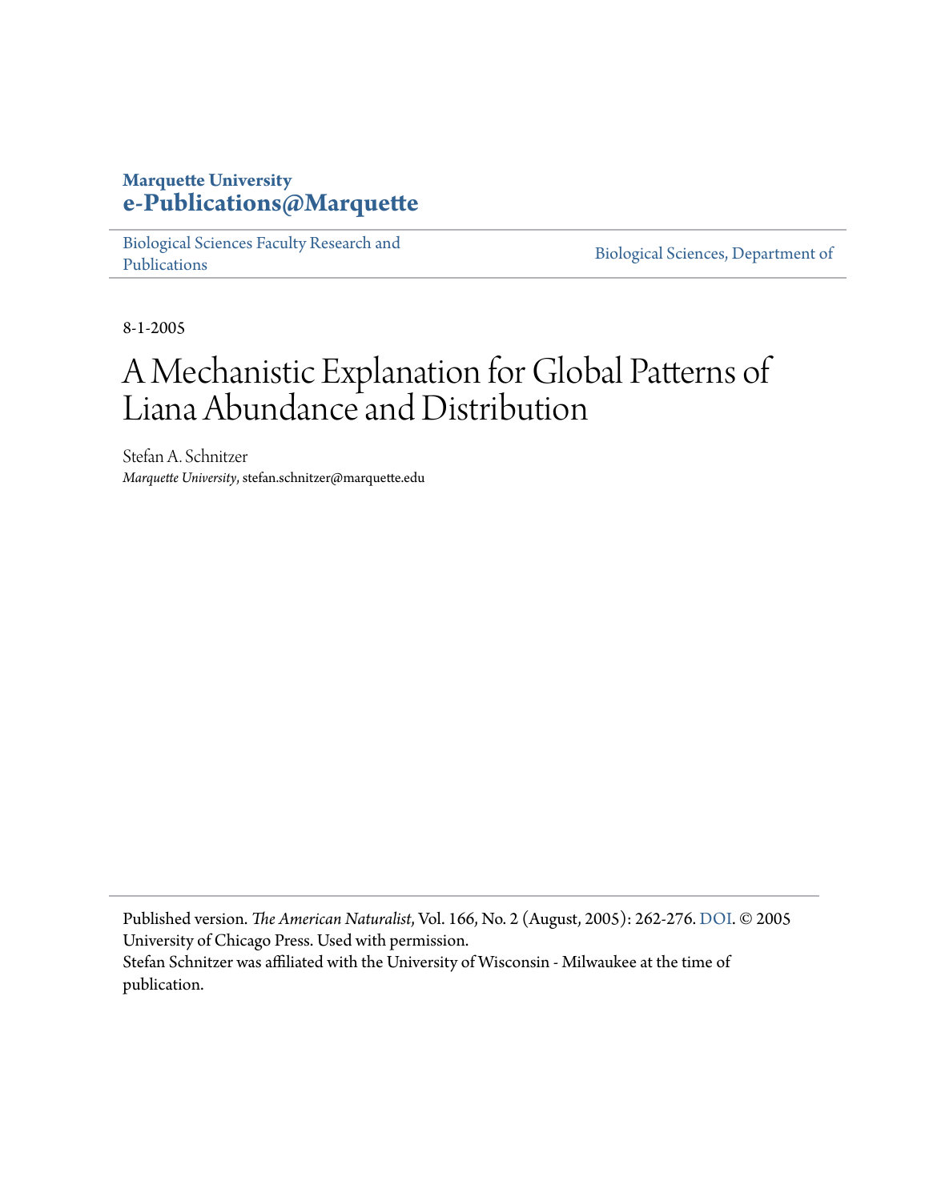**Marquette University**
**e-Publications@Marquette**

Biological Sciences Faculty Research and Publications | Biological Sciences, Department of

8-1-2005

# A Mechanistic Explanation for Global Patterns of Liana Abundance and Distribution

Stefan A. Schnitzer
*Marquette University*, stefan.schnitzer@marquette.edu

---

Published version. *The American Naturalist*, Vol. 166, No. 2 (August, 2005): 262-276. DOI. © 2005 University of Chicago Press. Used with permission.
Stefan Schnitzer was affiliated with the University of Wisconsin - Milwaukee at the time of publication.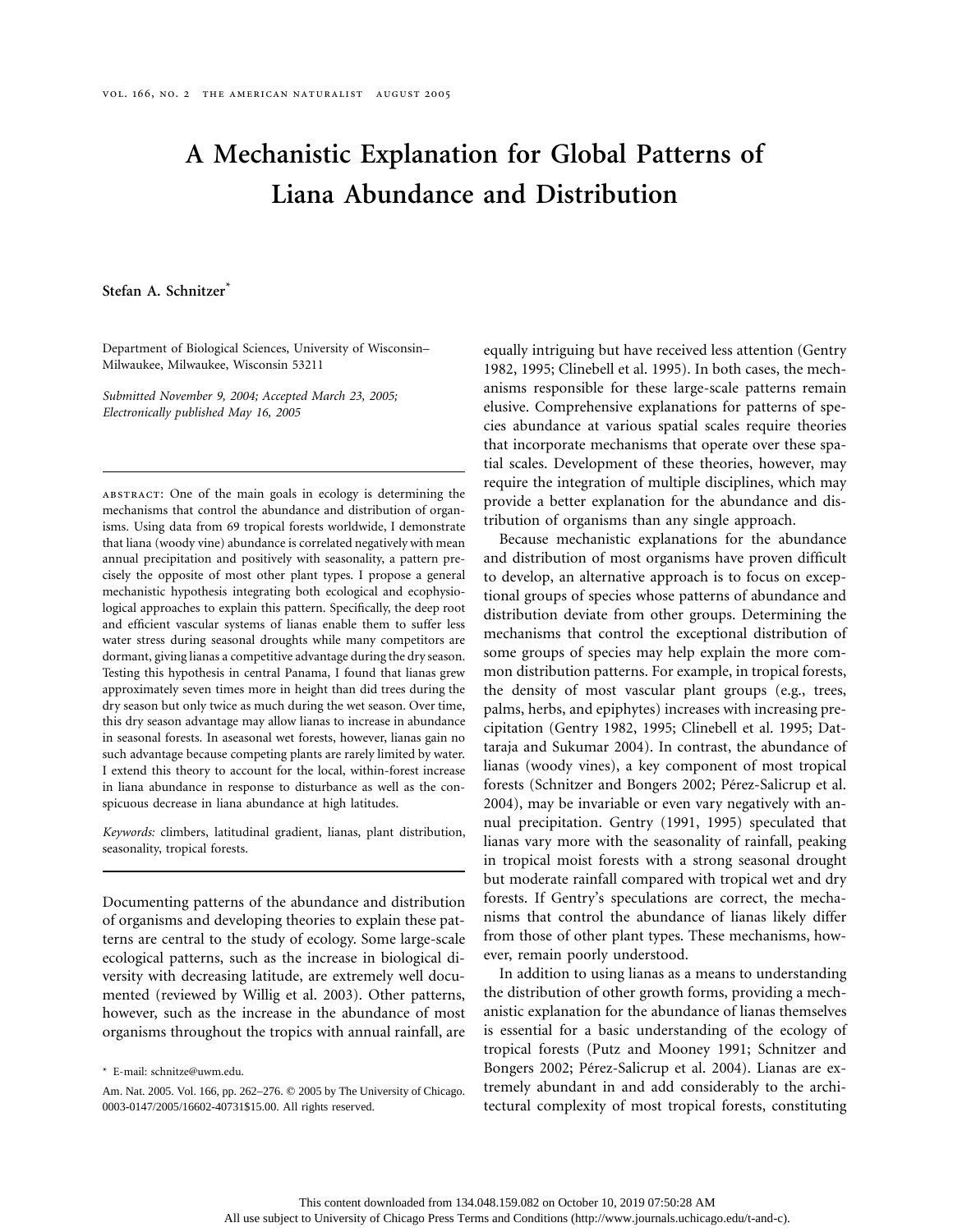# A Mechanistic Explanation for Global Patterns of Liana Abundance and Distribution

**Stefan A. Schnitzer***

Department of Biological Sciences, University of Wisconsin–Milwaukee, Milwaukee, Wisconsin 53211

*Submitted November 9, 2004; Accepted March 23, 2005; Electronically published May 16, 2005*

ABSTRACT: One of the main goals in ecology is determining the mechanisms that control the abundance and distribution of organisms. Using data from 69 tropical forests worldwide, I demonstrate that liana (woody vine) abundance is correlated negatively with mean annual precipitation and positively with seasonality, a pattern precisely the opposite of most other plant types. I propose a general mechanistic hypothesis integrating both ecological and ecophysiological approaches to explain this pattern. Specifically, the deep root and efficient vascular systems of lianas enable them to suffer less water stress during seasonal droughts while many competitors are dormant, giving lianas a competitive advantage during the dry season. Testing this hypothesis in central Panama, I found that lianas grew approximately seven times more in height than did trees during the dry season but only twice as much during the wet season. Over time, this dry season advantage may allow lianas to increase in abundance in seasonal forests. In aseasonal wet forests, however, lianas gain no such advantage because competing plants are rarely limited by water. I extend this theory to account for the local, within-forest increase in liana abundance in response to disturbance as well as the conspicuous decrease in liana abundance at high latitudes.

*Keywords:* climbers, latitudinal gradient, lianas, plant distribution, seasonality, tropical forests.

Documenting patterns of the abundance and distribution of organisms and developing theories to explain these patterns are central to the study of ecology. Some large-scale ecological patterns, such as the increase in biological diversity with decreasing latitude, are extremely well documented (reviewed by Willig et al. 2003). Other patterns, however, such as the increase in the abundance of most organisms throughout the tropics with annual rainfall, are equally intriguing but have received less attention (Gentry 1982, 1995; Clinebell et al. 1995). In both cases, the mechanisms responsible for these large-scale patterns remain elusive. Comprehensive explanations for patterns of species abundance at various spatial scales require theories that incorporate mechanisms that operate over these spatial scales. Development of these theories, however, may require the integration of multiple disciplines, which may provide a better explanation for the abundance and distribution of organisms than any single approach.

Because mechanistic explanations for the abundance and distribution of most organisms have proven difficult to develop, an alternative approach is to focus on exceptional groups of species whose patterns of abundance and distribution deviate from other groups. Determining the mechanisms that control the exceptional distribution of some groups of species may help explain the more common distribution patterns. For example, in tropical forests, the density of most vascular plant groups (e.g., trees, palms, herbs, and epiphytes) increases with increasing precipitation (Gentry 1982, 1995; Clinebell et al. 1995; Dattaraja and Sukumar 2004). In contrast, the abundance of lianas (woody vines), a key component of most tropical forests (Schnitzer and Bongers 2002; Pérez-Salicrup et al. 2004), may be invariable or even vary negatively with annual precipitation. Gentry (1991, 1995) speculated that lianas vary more with the seasonality of rainfall, peaking in tropical moist forests with a strong seasonal drought but moderate rainfall compared with tropical wet and dry forests. If Gentry's speculations are correct, the mechanisms that control the abundance of lianas likely differ from those of other plant types. These mechanisms, however, remain poorly understood.

In addition to using lianas as a means to understanding the distribution of other growth forms, providing a mechanistic explanation for the abundance of lianas themselves is essential for a basic understanding of the ecology of tropical forests (Putz and Mooney 1991; Schnitzer and Bongers 2002; Pérez-Salicrup et al. 2004). Lianas are extremely abundant in and add considerably to the architectural complexity of most tropical forests, constituting

\* E-mail: schnitze@uwm.edu.

Am. Nat. 2005. Vol. 166, pp. 262–276. © 2005 by The University of Chicago. 0003-0147/2005/16602-40731$15.00. All rights reserved.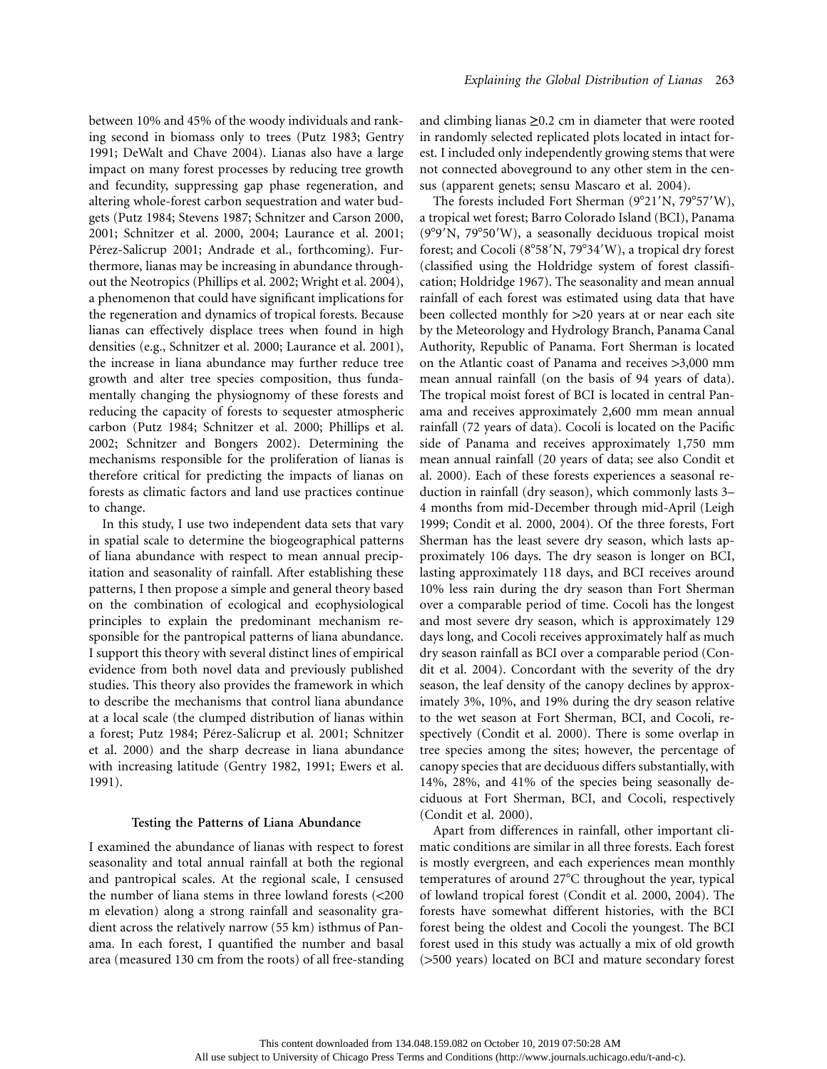between 10% and 45% of the woody individuals and ranking second in biomass only to trees (Putz 1983; Gentry 1991; DeWalt and Chave 2004). Lianas also have a large impact on many forest processes by reducing tree growth and fecundity, suppressing gap phase regeneration, and altering whole-forest carbon sequestration and water budgets (Putz 1984; Stevens 1987; Schnitzer and Carson 2000, 2001; Schnitzer et al. 2000, 2004; Laurance et al. 2001; Pérez-Salicrup 2001; Andrade et al., forthcoming). Furthermore, lianas may be increasing in abundance throughout the Neotropics (Phillips et al. 2002; Wright et al. 2004), a phenomenon that could have significant implications for the regeneration and dynamics of tropical forests. Because lianas can effectively displace trees when found in high densities (e.g., Schnitzer et al. 2000; Laurance et al. 2001), the increase in liana abundance may further reduce tree growth and alter tree species composition, thus fundamentally changing the physiognomy of these forests and reducing the capacity of forests to sequester atmospheric carbon (Putz 1984; Schnitzer et al. 2000; Phillips et al. 2002; Schnitzer and Bongers 2002). Determining the mechanisms responsible for the proliferation of lianas is therefore critical for predicting the impacts of lianas on forests as climatic factors and land use practices continue to change.

In this study, I use two independent data sets that vary in spatial scale to determine the biogeographical patterns of liana abundance with respect to mean annual precipitation and seasonality of rainfall. After establishing these patterns, I then propose a simple and general theory based on the combination of ecological and ecophysiological principles to explain the predominant mechanism responsible for the pantropical patterns of liana abundance. I support this theory with several distinct lines of empirical evidence from both novel data and previously published studies. This theory also provides the framework in which to describe the mechanisms that control liana abundance at a local scale (the clumped distribution of lianas within a forest; Putz 1984; Pérez-Salicrup et al. 2001; Schnitzer et al. 2000) and the sharp decrease in liana abundance with increasing latitude (Gentry 1982, 1991; Ewers et al. 1991).

## Testing the Patterns of Liana Abundance

I examined the abundance of lianas with respect to forest seasonality and total annual rainfall at both the regional and pantropical scales. At the regional scale, I censused the number of liana stems in three lowland forests (<200 m elevation) along a strong rainfall and seasonality gradient across the relatively narrow (55 km) isthmus of Panama. In each forest, I quantified the number and basal area (measured 130 cm from the roots) of all free-standing and climbing lianas ≥0.2 cm in diameter that were rooted in randomly selected replicated plots located in intact forest. I included only independently growing stems that were not connected aboveground to any other stem in the census (apparent genets; sensu Mascaro et al. 2004).

The forests included Fort Sherman (9°21′N, 79°57′W), a tropical wet forest; Barro Colorado Island (BCI), Panama (9°9′N, 79°50′W), a seasonally deciduous tropical moist forest; and Cocoli (8°58′N, 79°34′W), a tropical dry forest (classified using the Holdridge system of forest classification; Holdridge 1967). The seasonality and mean annual rainfall of each forest was estimated using data that have been collected monthly for >20 years at or near each site by the Meteorology and Hydrology Branch, Panama Canal Authority, Republic of Panama. Fort Sherman is located on the Atlantic coast of Panama and receives >3,000 mm mean annual rainfall (on the basis of 94 years of data). The tropical moist forest of BCI is located in central Panama and receives approximately 2,600 mm mean annual rainfall (72 years of data). Cocoli is located on the Pacific side of Panama and receives approximately 1,750 mm mean annual rainfall (20 years of data; see also Condit et al. 2000). Each of these forests experiences a seasonal reduction in rainfall (dry season), which commonly lasts 3–4 months from mid-December through mid-April (Leigh 1999; Condit et al. 2000, 2004). Of the three forests, Fort Sherman has the least severe dry season, which lasts approximately 106 days. The dry season is longer on BCI, lasting approximately 118 days, and BCI receives around 10% less rain during the dry season than Fort Sherman over a comparable period of time. Cocoli has the longest and most severe dry season, which is approximately 129 days long, and Cocoli receives approximately half as much dry season rainfall as BCI over a comparable period (Condit et al. 2004). Concordant with the severity of the dry season, the leaf density of the canopy declines by approximately 3%, 10%, and 19% during the dry season relative to the wet season at Fort Sherman, BCI, and Cocoli, respectively (Condit et al. 2000). There is some overlap in tree species among the sites; however, the percentage of canopy species that are deciduous differs substantially, with 14%, 28%, and 41% of the species being seasonally deciduous at Fort Sherman, BCI, and Cocoli, respectively (Condit et al. 2000).

Apart from differences in rainfall, other important climatic conditions are similar in all three forests. Each forest is mostly evergreen, and each experiences mean monthly temperatures of around 27°C throughout the year, typical of lowland tropical forest (Condit et al. 2000, 2004). The forests have somewhat different histories, with the BCI forest being the oldest and Cocoli the youngest. The BCI forest used in this study was actually a mix of old growth (>500 years) located on BCI and mature secondary forest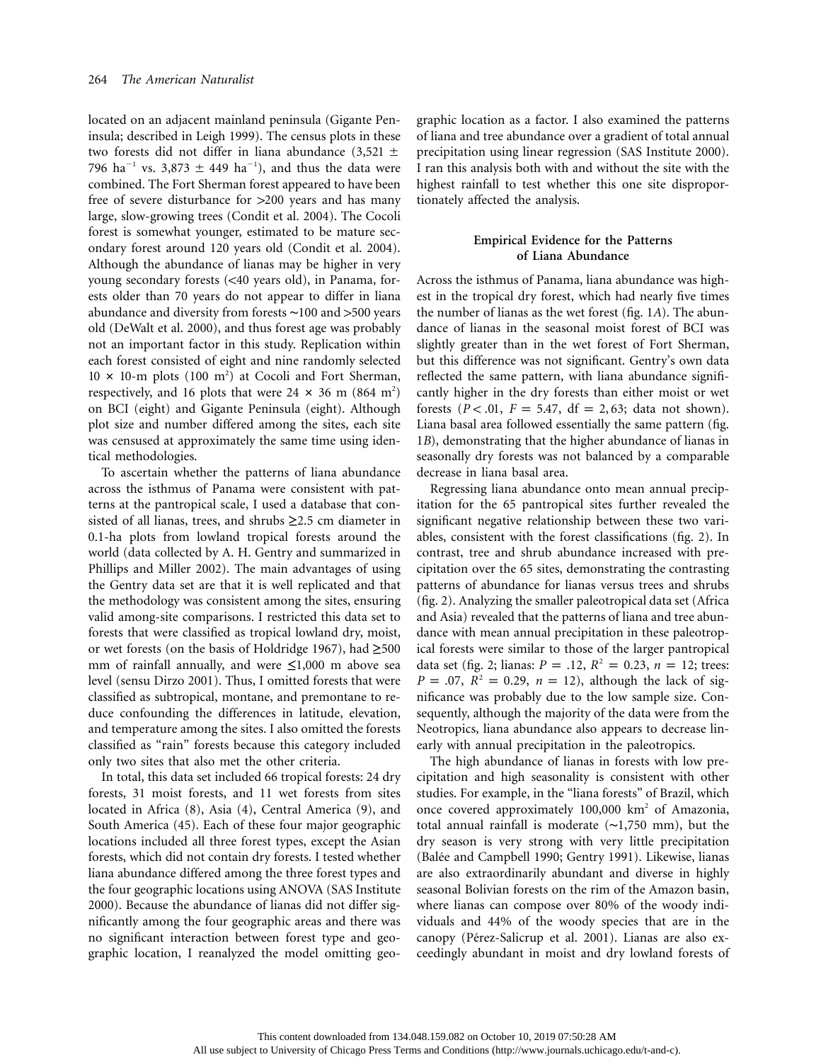located on an adjacent mainland peninsula (Gigante Peninsula; described in Leigh 1999). The census plots in these two forests did not differ in liana abundance (3,521 ± 796 $ha^{-1}$ vs. 3,873 ± 449 $ha^{-1}$), and thus the data were combined. The Fort Sherman forest appeared to have been free of severe disturbance for >200 years and has many large, slow-growing trees (Condit et al. 2004). The Cocoli forest is somewhat younger, estimated to be mature secondary forest around 120 years old (Condit et al. 2004). Although the abundance of lianas may be higher in very young secondary forests (<40 years old), in Panama, forests older than 70 years do not appear to differ in liana abundance and diversity from forests ∼100 and >500 years old (DeWalt et al. 2000), and thus forest age was probably not an important factor in this study. Replication within each forest consisted of eight and nine randomly selected 10 × 10-m plots (100 $m^2$) at Cocoli and Fort Sherman, respectively, and 16 plots that were 24 × 36 m (864 $m^2$) on BCI (eight) and Gigante Peninsula (eight). Although plot size and number differed among the sites, each site was censused at approximately the same time using identical methodologies.

To ascertain whether the patterns of liana abundance across the isthmus of Panama were consistent with patterns at the pantropical scale, I used a database that consisted of all lianas, trees, and shrubs ≥2.5 cm diameter in 0.1-ha plots from lowland tropical forests around the world (data collected by A. H. Gentry and summarized in Phillips and Miller 2002). The main advantages of using the Gentry data set are that it is well replicated and that the methodology was consistent among the sites, ensuring valid among-site comparisons. I restricted this data set to forests that were classified as tropical lowland dry, moist, or wet forests (on the basis of Holdridge 1967), had ≥500 mm of rainfall annually, and were ≤1,000 m above sea level (sensu Dirzo 2001). Thus, I omitted forests that were classified as subtropical, montane, and premontane to reduce confounding the differences in latitude, elevation, and temperature among the sites. I also omitted the forests classified as "rain" forests because this category included only two sites that also met the other criteria.

In total, this data set included 66 tropical forests: 24 dry forests, 31 moist forests, and 11 wet forests from sites located in Africa (8), Asia (4), Central America (9), and South America (45). Each of these four major geographic locations included all three forest types, except the Asian forests, which did not contain dry forests. I tested whether liana abundance differed among the three forest types and the four geographic locations using ANOVA (SAS Institute 2000). Because the abundance of lianas did not differ significantly among the four geographic areas and there was no significant interaction between forest type and geographic location, I reanalyzed the model omitting geographic location as a factor. I also examined the patterns of liana and tree abundance over a gradient of total annual precipitation using linear regression (SAS Institute 2000). I ran this analysis both with and without the site with the highest rainfall to test whether this one site disproportionately affected the analysis.

## Empirical Evidence for the Patterns of Liana Abundance

Across the isthmus of Panama, liana abundance was highest in the tropical dry forest, which had nearly five times the number of lianas as the wet forest (fig. 1*A*). The abundance of lianas in the seasonal moist forest of BCI was slightly greater than in the wet forest of Fort Sherman, but this difference was not significant. Gentry's own data reflected the same pattern, with liana abundance significantly higher in the dry forests than either moist or wet forests ($P < .01$, $F = 5.47$, df $= 2, 63$; data not shown). Liana basal area followed essentially the same pattern (fig. 1*B*), demonstrating that the higher abundance of lianas in seasonally dry forests was not balanced by a comparable decrease in liana basal area.

Regressing liana abundance onto mean annual precipitation for the 65 pantropical sites further revealed the significant negative relationship between these two variables, consistent with the forest classifications (fig. 2). In contrast, tree and shrub abundance increased with precipitation over the 65 sites, demonstrating the contrasting patterns of abundance for lianas versus trees and shrubs (fig. 2). Analyzing the smaller paleotropical data set (Africa and Asia) revealed that the patterns of liana and tree abundance with mean annual precipitation in these paleotropical forests were similar to those of the larger pantropical data set (fig. 2; lianas: $P = .12$, $R^2 = 0.23$, $n = 12$; trees: $P = .07$, $R^2 = 0.29$, $n = 12$), although the lack of significance was probably due to the low sample size. Consequently, although the majority of the data were from the Neotropics, liana abundance also appears to decrease linearly with annual precipitation in the paleotropics.

The high abundance of lianas in forests with low precipitation and high seasonality is consistent with other studies. For example, in the "liana forests" of Brazil, which once covered approximately 100,000 $km^2$ of Amazonia, total annual rainfall is moderate (∼1,750 mm), but the dry season is very strong with very little precipitation (Balée and Campbell 1990; Gentry 1991). Likewise, lianas are also extraordinarily abundant and diverse in highly seasonal Bolivian forests on the rim of the Amazon basin, where lianas can compose over 80% of the woody individuals and 44% of the woody species that are in the canopy (Pérez-Salicrup et al. 2001). Lianas are also exceedingly abundant in moist and dry lowland forests of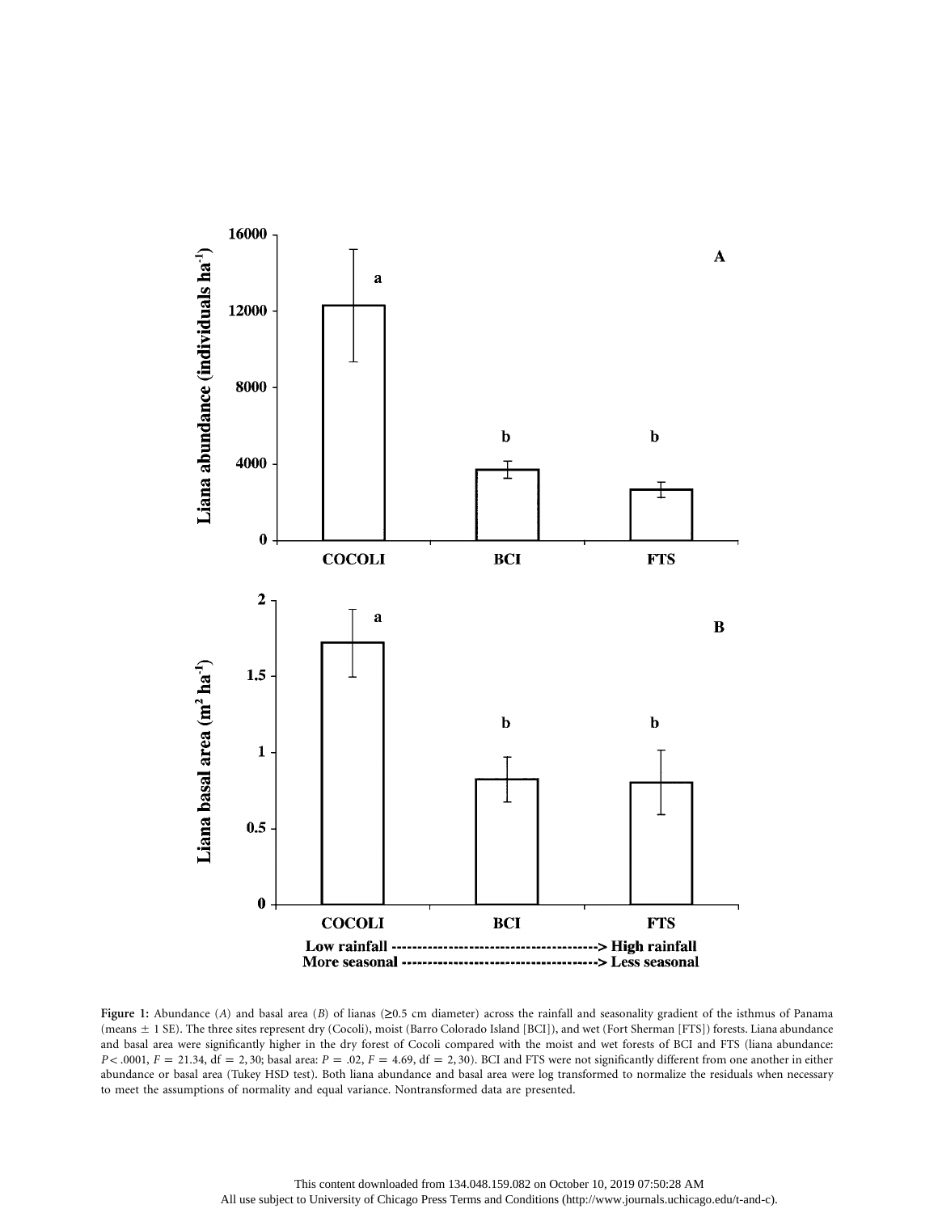**Figure 1:** Abundance (*A*) and basal area (*B*) of lianas (≥0.5 cm diameter) across the rainfall and seasonality gradient of the isthmus of Panama (means ± 1 SE). The three sites represent dry (Cocoli), moist (Barro Colorado Island [BCI]), and wet (Fort Sherman [FTS]) forests. Liana abundance and basal area were significantly higher in the dry forest of Cocoli compared with the moist and wet forests of BCI and FTS (liana abundance: $P < .0001$, $F = 21.34$, $\mathrm{df} = 2, 30$; basal area: $P = .02$, $F = 4.69$, $\mathrm{df} = 2, 30$). BCI and FTS were not significantly different from one another in either abundance or basal area (Tukey HSD test). Both liana abundance and basal area were log transformed to normalize the residuals when necessary to meet the assumptions of normality and equal variance. Nontransformed data are presented.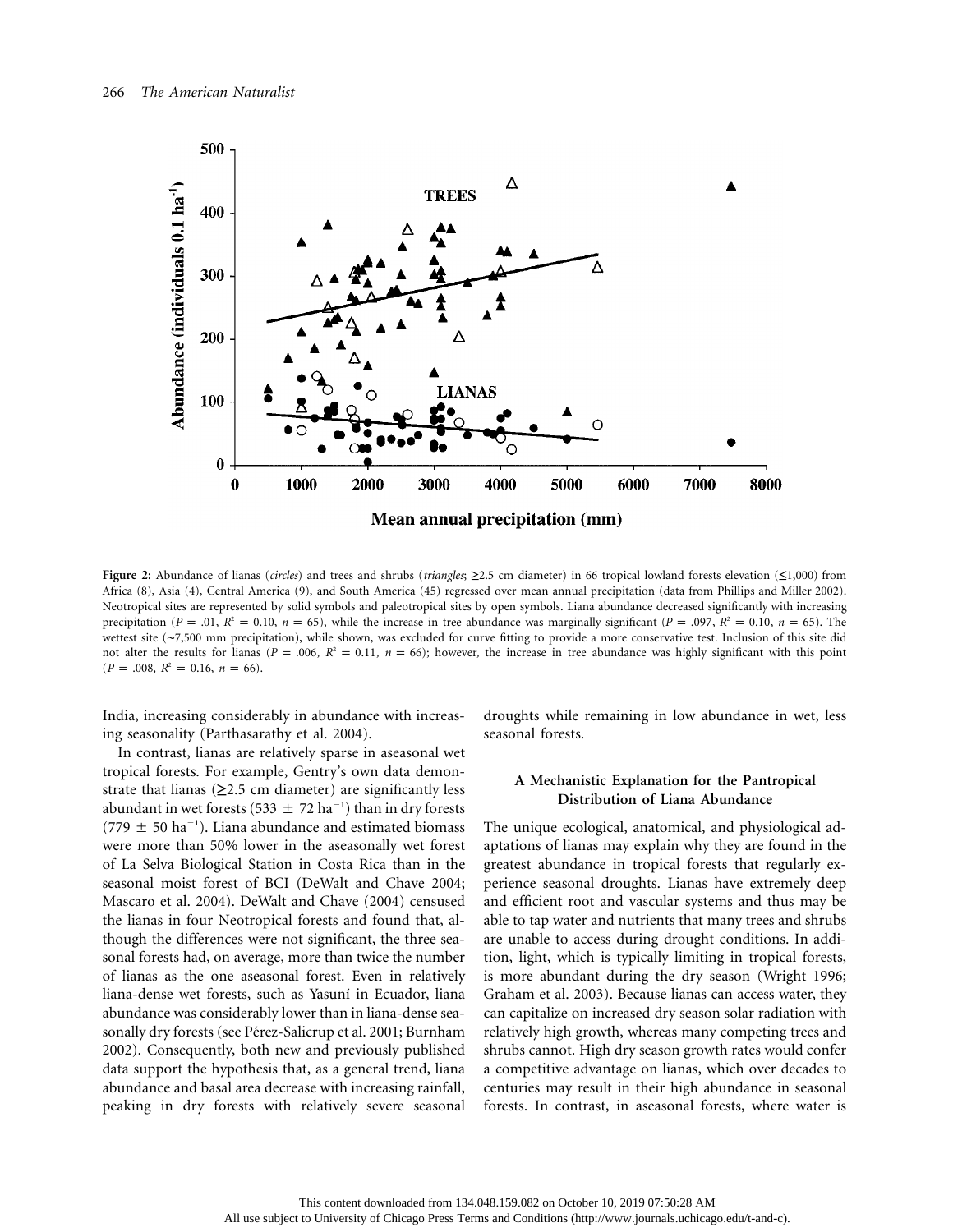Figure 2: Abundance of lianas (*circles*) and trees and shrubs (*triangles*; ≥2.5 cm diameter) in 66 tropical lowland forests elevation (≤1,000) from Africa (8), Asia (4), Central America (9), and South America (45) regressed over mean annual precipitation (data from Phillips and Miller 2002). Neotropical sites are represented by solid symbols and paleotropical sites by open symbols. Liana abundance decreased significantly with increasing precipitation ($P = .01$, $R^2 = 0.10$, $n = 65$), while the increase in tree abundance was marginally significant ($P = .097$, $R^2 = 0.10$, $n = 65$). The wettest site (~7,500 mm precipitation), while shown, was excluded for curve fitting to provide a more conservative test. Inclusion of this site did not alter the results for lianas ($P = .006$, $R^2 = 0.11$, $n = 66$); however, the increase in tree abundance was highly significant with this point ($P = .008$, $R^2 = 0.16$, $n = 66$).

India, increasing considerably in abundance with increasing seasonality (Parthasarathy et al. 2004).

In contrast, lianas are relatively sparse in aseasonal wet tropical forests. For example, Gentry's own data demonstrate that lianas (≥2.5 cm diameter) are significantly less abundant in wet forests (533 ± 72 ha$^{-1}$) than in dry forests (779 ± 50 ha$^{-1}$). Liana abundance and estimated biomass were more than 50% lower in the aseasonally wet forest of La Selva Biological Station in Costa Rica than in the seasonal moist forest of BCI (DeWalt and Chave 2004; Mascaro et al. 2004). DeWalt and Chave (2004) censused the lianas in four Neotropical forests and found that, although the differences were not significant, the three seasonal forests had, on average, more than twice the number of lianas as the one aseasonal forest. Even in relatively liana-dense wet forests, such as Yasuní in Ecuador, liana abundance was considerably lower than in liana-dense seasonally dry forests (see Pérez-Salicrup et al. 2001; Burnham 2002). Consequently, both new and previously published data support the hypothesis that, as a general trend, liana abundance and basal area decrease with increasing rainfall, peaking in dry forests with relatively severe seasonal droughts while remaining in low abundance in wet, less seasonal forests.

## A Mechanistic Explanation for the Pantropical Distribution of Liana Abundance

The unique ecological, anatomical, and physiological adaptations of lianas may explain why they are found in the greatest abundance in tropical forests that regularly experience seasonal droughts. Lianas have extremely deep and efficient root and vascular systems and thus may be able to tap water and nutrients that many trees and shrubs are unable to access during drought conditions. In addition, light, which is typically limiting in tropical forests, is more abundant during the dry season (Wright 1996; Graham et al. 2003). Because lianas can access water, they can capitalize on increased dry season solar radiation with relatively high growth, whereas many competing trees and shrubs cannot. High dry season growth rates would confer a competitive advantage on lianas, which over decades to centuries may result in their high abundance in seasonal forests. In contrast, in aseasonal forests, where water is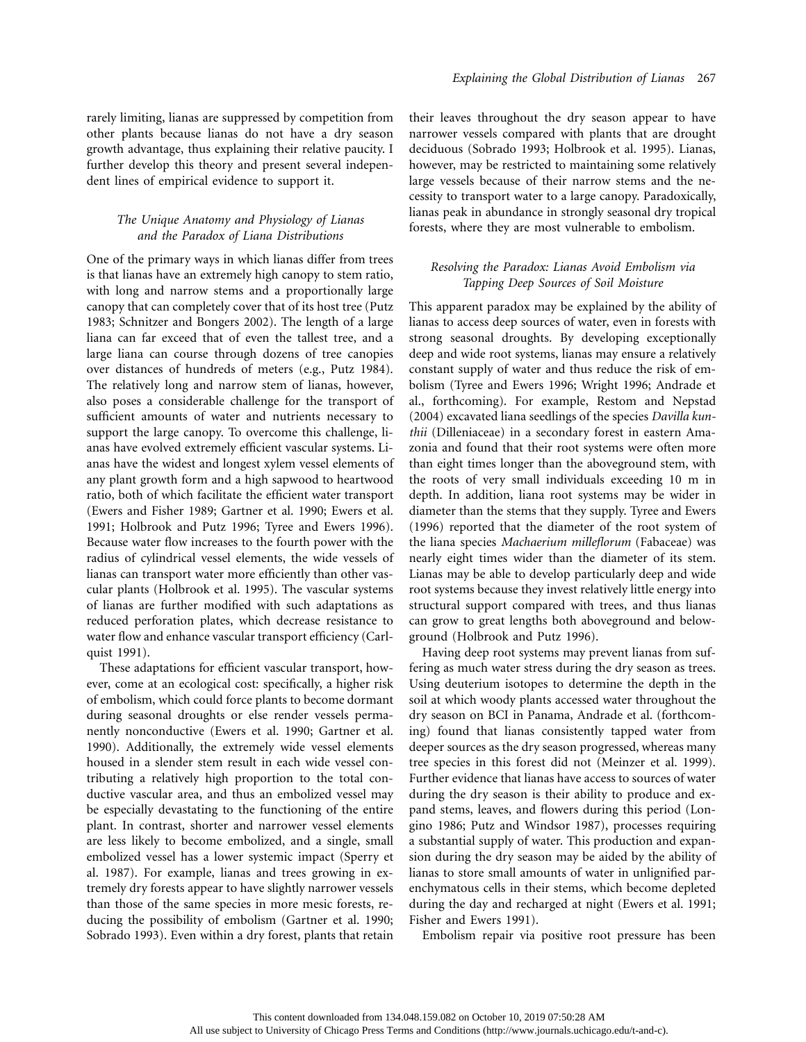rarely limiting, lianas are suppressed by competition from other plants because lianas do not have a dry season growth advantage, thus explaining their relative paucity. I further develop this theory and present several independent lines of empirical evidence to support it.

### *The Unique Anatomy and Physiology of Lianas and the Paradox of Liana Distributions*

One of the primary ways in which lianas differ from trees is that lianas have an extremely high canopy to stem ratio, with long and narrow stems and a proportionally large canopy that can completely cover that of its host tree (Putz 1983; Schnitzer and Bongers 2002). The length of a large liana can far exceed that of even the tallest tree, and a large liana can course through dozens of tree canopies over distances of hundreds of meters (e.g., Putz 1984). The relatively long and narrow stem of lianas, however, also poses a considerable challenge for the transport of sufficient amounts of water and nutrients necessary to support the large canopy. To overcome this challenge, lianas have evolved extremely efficient vascular systems. Lianas have the widest and longest xylem vessel elements of any plant growth form and a high sapwood to heartwood ratio, both of which facilitate the efficient water transport (Ewers and Fisher 1989; Gartner et al. 1990; Ewers et al. 1991; Holbrook and Putz 1996; Tyree and Ewers 1996). Because water flow increases to the fourth power with the radius of cylindrical vessel elements, the wide vessels of lianas can transport water more efficiently than other vascular plants (Holbrook et al. 1995). The vascular systems of lianas are further modified with such adaptations as reduced perforation plates, which decrease resistance to water flow and enhance vascular transport efficiency (Carlquist 1991).

These adaptations for efficient vascular transport, however, come at an ecological cost: specifically, a higher risk of embolism, which could force plants to become dormant during seasonal droughts or else render vessels permanently nonconductive (Ewers et al. 1990; Gartner et al. 1990). Additionally, the extremely wide vessel elements housed in a slender stem result in each wide vessel contributing a relatively high proportion to the total conductive vascular area, and thus an embolized vessel may be especially devastating to the functioning of the entire plant. In contrast, shorter and narrower vessel elements are less likely to become embolized, and a single, small embolized vessel has a lower systemic impact (Sperry et al. 1987). For example, lianas and trees growing in extremely dry forests appear to have slightly narrower vessels than those of the same species in more mesic forests, reducing the possibility of embolism (Gartner et al. 1990; Sobrado 1993). Even within a dry forest, plants that retain their leaves throughout the dry season appear to have narrower vessels compared with plants that are drought deciduous (Sobrado 1993; Holbrook et al. 1995). Lianas, however, may be restricted to maintaining some relatively large vessels because of their narrow stems and the necessity to transport water to a large canopy. Paradoxically, lianas peak in abundance in strongly seasonal dry tropical forests, where they are most vulnerable to embolism.

### *Resolving the Paradox: Lianas Avoid Embolism via Tapping Deep Sources of Soil Moisture*

This apparent paradox may be explained by the ability of lianas to access deep sources of water, even in forests with strong seasonal droughts. By developing exceptionally deep and wide root systems, lianas may ensure a relatively constant supply of water and thus reduce the risk of embolism (Tyree and Ewers 1996; Wright 1996; Andrade et al., forthcoming). For example, Restom and Nepstad (2004) excavated liana seedlings of the species *Davilla kunthii* (Dilleniaceae) in a secondary forest in eastern Amazonia and found that their root systems were often more than eight times longer than the aboveground stem, with the roots of very small individuals exceeding 10 m in depth. In addition, liana root systems may be wider in diameter than the stems that they supply. Tyree and Ewers (1996) reported that the diameter of the root system of the liana species *Machaerium milleflorum* (Fabaceae) was nearly eight times wider than the diameter of its stem. Lianas may be able to develop particularly deep and wide root systems because they invest relatively little energy into structural support compared with trees, and thus lianas can grow to great lengths both aboveground and belowground (Holbrook and Putz 1996).

Having deep root systems may prevent lianas from suffering as much water stress during the dry season as trees. Using deuterium isotopes to determine the depth in the soil at which woody plants accessed water throughout the dry season on BCI in Panama, Andrade et al. (forthcoming) found that lianas consistently tapped water from deeper sources as the dry season progressed, whereas many tree species in this forest did not (Meinzer et al. 1999). Further evidence that lianas have access to sources of water during the dry season is their ability to produce and expand stems, leaves, and flowers during this period (Longino 1986; Putz and Windsor 1987), processes requiring a substantial supply of water. This production and expansion during the dry season may be aided by the ability of lianas to store small amounts of water in unlignified parenchymatous cells in their stems, which become depleted during the day and recharged at night (Ewers et al. 1991; Fisher and Ewers 1991).

Embolism repair via positive root pressure has been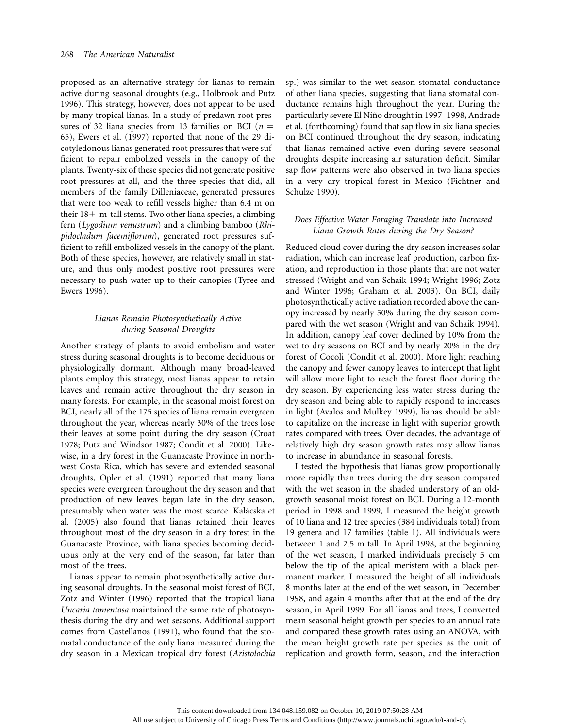proposed as an alternative strategy for lianas to remain active during seasonal droughts (e.g., Holbrook and Putz 1996). This strategy, however, does not appear to be used by many tropical lianas. In a study of predawn root pressures of 32 liana species from 13 families on BCI ($n = 65$), Ewers et al. (1997) reported that none of the 29 dicotyledonous lianas generated root pressures that were sufficient to repair embolized vessels in the canopy of the plants. Twenty-six of these species did not generate positive root pressures at all, and the three species that did, all members of the family Dilleniaceae, generated pressures that were too weak to refill vessels higher than 6.4 m on their 18+-m-tall stems. Two other liana species, a climbing fern (*Lygodium venustrum*) and a climbing bamboo (*Rhipidocladum facemiflorum*), generated root pressures sufficient to refill embolized vessels in the canopy of the plant. Both of these species, however, are relatively small in stature, and thus only modest positive root pressures were necessary to push water up to their canopies (Tyree and Ewers 1996).

### *Lianas Remain Photosynthetically Active during Seasonal Droughts*

Another strategy of plants to avoid embolism and water stress during seasonal droughts is to become deciduous or physiologically dormant. Although many broad-leaved plants employ this strategy, most lianas appear to retain leaves and remain active throughout the dry season in many forests. For example, in the seasonal moist forest on BCI, nearly all of the 175 species of liana remain evergreen throughout the year, whereas nearly 30% of the trees lose their leaves at some point during the dry season (Croat 1978; Putz and Windsor 1987; Condit et al. 2000). Likewise, in a dry forest in the Guanacaste Province in northwest Costa Rica, which has severe and extended seasonal droughts, Opler et al. (1991) reported that many liana species were evergreen throughout the dry season and that production of new leaves began late in the dry season, presumably when water was the most scarce. Kalácska et al. (2005) also found that lianas retained their leaves throughout most of the dry season in a dry forest in the Guanacaste Province, with liana species becoming deciduous only at the very end of the season, far later than most of the trees.

Lianas appear to remain photosynthetically active during seasonal droughts. In the seasonal moist forest of BCI, Zotz and Winter (1996) reported that the tropical liana *Uncaria tomentosa* maintained the same rate of photosynthesis during the dry and wet seasons. Additional support comes from Castellanos (1991), who found that the stomatal conductance of the only liana measured during the dry season in a Mexican tropical dry forest (*Aristolochia* sp.) was similar to the wet season stomatal conductance of other liana species, suggesting that liana stomatal conductance remains high throughout the year. During the particularly severe El Niño drought in 1997–1998, Andrade et al. (forthcoming) found that sap flow in six liana species on BCI continued throughout the dry season, indicating that lianas remained active even during severe seasonal droughts despite increasing air saturation deficit. Similar sap flow patterns were also observed in two liana species in a very dry tropical forest in Mexico (Fichtner and Schulze 1990).

### *Does Effective Water Foraging Translate into Increased Liana Growth Rates during the Dry Season?*

Reduced cloud cover during the dry season increases solar radiation, which can increase leaf production, carbon fixation, and reproduction in those plants that are not water stressed (Wright and van Schaik 1994; Wright 1996; Zotz and Winter 1996; Graham et al. 2003). On BCI, daily photosynthetically active radiation recorded above the canopy increased by nearly 50% during the dry season compared with the wet season (Wright and van Schaik 1994). In addition, canopy leaf cover declined by 10% from the wet to dry seasons on BCI and by nearly 20% in the dry forest of Cocoli (Condit et al. 2000). More light reaching the canopy and fewer canopy leaves to intercept that light will allow more light to reach the forest floor during the dry season. By experiencing less water stress during the dry season and being able to rapidly respond to increases in light (Avalos and Mulkey 1999), lianas should be able to capitalize on the increase in light with superior growth rates compared with trees. Over decades, the advantage of relatively high dry season growth rates may allow lianas to increase in abundance in seasonal forests.

I tested the hypothesis that lianas grow proportionally more rapidly than trees during the dry season compared with the wet season in the shaded understory of an old-growth seasonal moist forest on BCI. During a 12-month period in 1998 and 1999, I measured the height growth of 10 liana and 12 tree species (384 individuals total) from 19 genera and 17 families (table 1). All individuals were between 1 and 2.5 m tall. In April 1998, at the beginning of the wet season, I marked individuals precisely 5 cm below the tip of the apical meristem with a black permanent marker. I measured the height of all individuals 8 months later at the end of the wet season, in December 1998, and again 4 months after that at the end of the dry season, in April 1999. For all lianas and trees, I converted mean seasonal height growth per species to an annual rate and compared these growth rates using an ANOVA, with the mean height growth rate per species as the unit of replication and growth form, season, and the interaction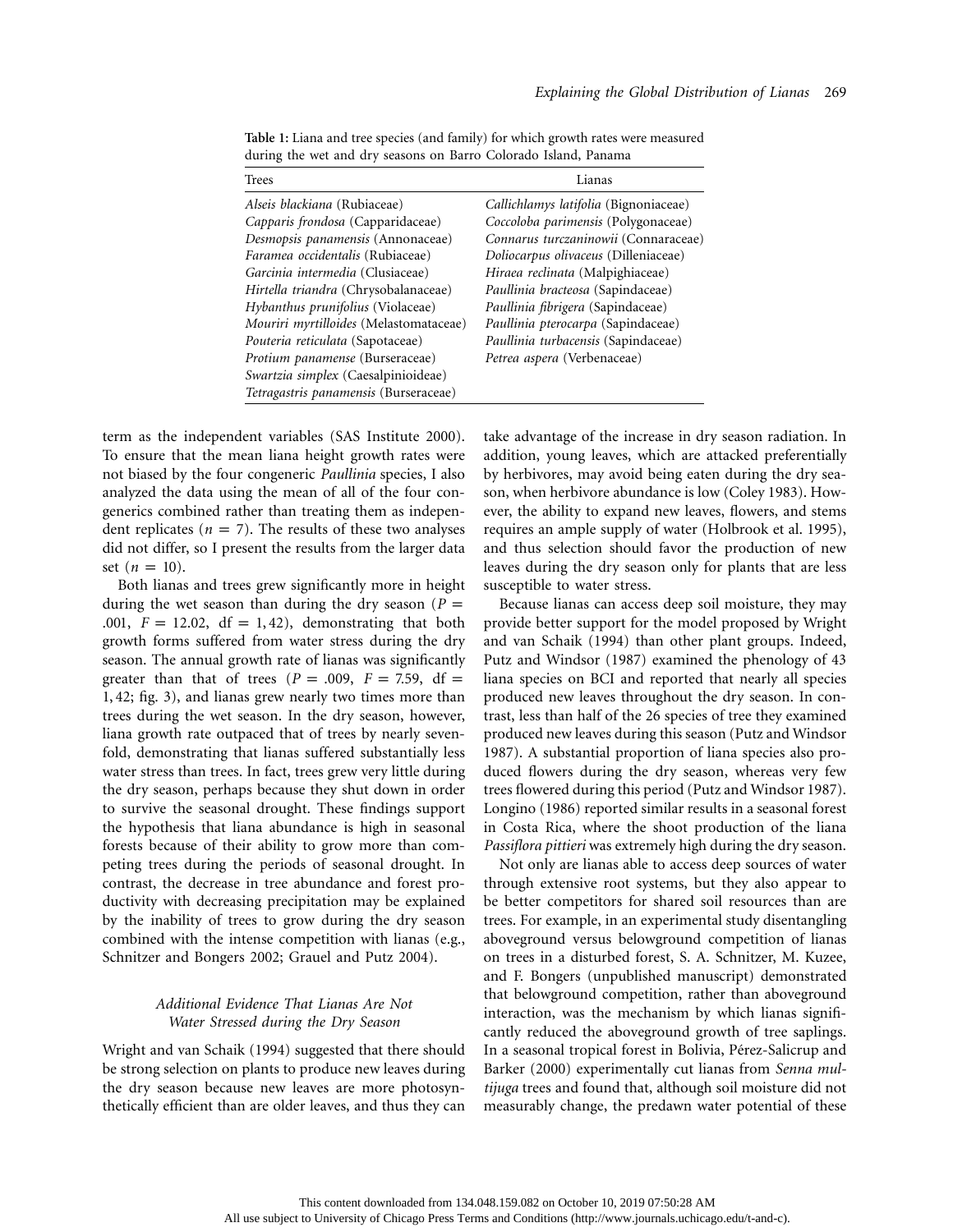**Table 1:** Liana and tree species (and family) for which growth rates were measured during the wet and dry seasons on Barro Colorado Island, Panama

| Trees | Lianas |
| --- | --- |
| *Alseis blackiana* (Rubiaceae) | *Callichlamys latifolia* (Bignoniaceae) |
| *Capparis frondosa* (Capparidaceae) | *Coccoloba parimensis* (Polygonaceae) |
| *Desmopsis panamensis* (Annonaceae) | *Connarus turczaninowii* (Connaraceae) |
| *Faramea occidentalis* (Rubiaceae) | *Doliocarpus olivaceus* (Dilleniaceae) |
| *Garcinia intermedia* (Clusiaceae) | *Hiraea reclinata* (Malpighiaceae) |
| *Hirtella triandra* (Chrysobalanaceae) | *Paullinia bracteosa* (Sapindaceae) |
| *Hybanthus prunifolius* (Violaceae) | *Paullinia fibrigera* (Sapindaceae) |
| *Mouriri myrtilloides* (Melastomataceae) | *Paullinia pterocarpa* (Sapindaceae) |
| *Pouteria reticulata* (Sapotaceae) | *Paullinia turbacensis* (Sapindaceae) |
| *Protium panamense* (Burseraceae) | *Petrea aspera* (Verbenaceae) |
| *Swartzia simplex* (Caesalpinioideae) | |
| *Tetragastris panamensis* (Burseraceae) | |

term as the independent variables (SAS Institute 2000). To ensure that the mean liana height growth rates were not biased by the four congeneric *Paullinia* species, I also analyzed the data using the mean of all of the four congenerics combined rather than treating them as independent replicates ($n = 7$). The results of these two analyses did not differ, so I present the results from the larger data set ($n = 10$).

Both lianas and trees grew significantly more in height during the wet season than during the dry season ($P = .001$, $F = 12.02$, $\mathrm{df} = 1, 42$), demonstrating that both growth forms suffered from water stress during the dry season. The annual growth rate of lianas was significantly greater than that of trees ($P = .009$, $F = 7.59$, $\mathrm{df} = 1, 42$; fig. 3), and lianas grew nearly two times more than trees during the wet season. In the dry season, however, liana growth rate outpaced that of trees by nearly sevenfold, demonstrating that lianas suffered substantially less water stress than trees. In fact, trees grew very little during the dry season, perhaps because they shut down in order to survive the seasonal drought. These findings support the hypothesis that liana abundance is high in seasonal forests because of their ability to grow more than competing trees during the periods of seasonal drought. In contrast, the decrease in tree abundance and forest productivity with decreasing precipitation may be explained by the inability of trees to grow during the dry season combined with the intense competition with lianas (e.g., Schnitzer and Bongers 2002; Grauel and Putz 2004).

### *Additional Evidence That Lianas Are Not Water Stressed during the Dry Season*

Wright and van Schaik (1994) suggested that there should be strong selection on plants to produce new leaves during the dry season because new leaves are more photosynthetically efficient than are older leaves, and thus they can take advantage of the increase in dry season radiation. In addition, young leaves, which are attacked preferentially by herbivores, may avoid being eaten during the dry season, when herbivore abundance is low (Coley 1983). However, the ability to expand new leaves, flowers, and stems requires an ample supply of water (Holbrook et al. 1995), and thus selection should favor the production of new leaves during the dry season only for plants that are less susceptible to water stress.

Because lianas can access deep soil moisture, they may provide better support for the model proposed by Wright and van Schaik (1994) than other plant groups. Indeed, Putz and Windsor (1987) examined the phenology of 43 liana species on BCI and reported that nearly all species produced new leaves throughout the dry season. In contrast, less than half of the 26 species of tree they examined produced new leaves during this season (Putz and Windsor 1987). A substantial proportion of liana species also produced flowers during the dry season, whereas very few trees flowered during this period (Putz and Windsor 1987). Longino (1986) reported similar results in a seasonal forest in Costa Rica, where the shoot production of the liana *Passiflora pittieri* was extremely high during the dry season.

Not only are lianas able to access deep sources of water through extensive root systems, but they also appear to be better competitors for shared soil resources than are trees. For example, in an experimental study disentangling aboveground versus belowground competition of lianas on trees in a disturbed forest, S. A. Schnitzer, M. Kuzee, and F. Bongers (unpublished manuscript) demonstrated that belowground competition, rather than aboveground interaction, was the mechanism by which lianas significantly reduced the aboveground growth of tree saplings. In a seasonal tropical forest in Bolivia, Pérez-Salicrup and Barker (2000) experimentally cut lianas from *Senna multijuga* trees and found that, although soil moisture did not measurably change, the predawn water potential of these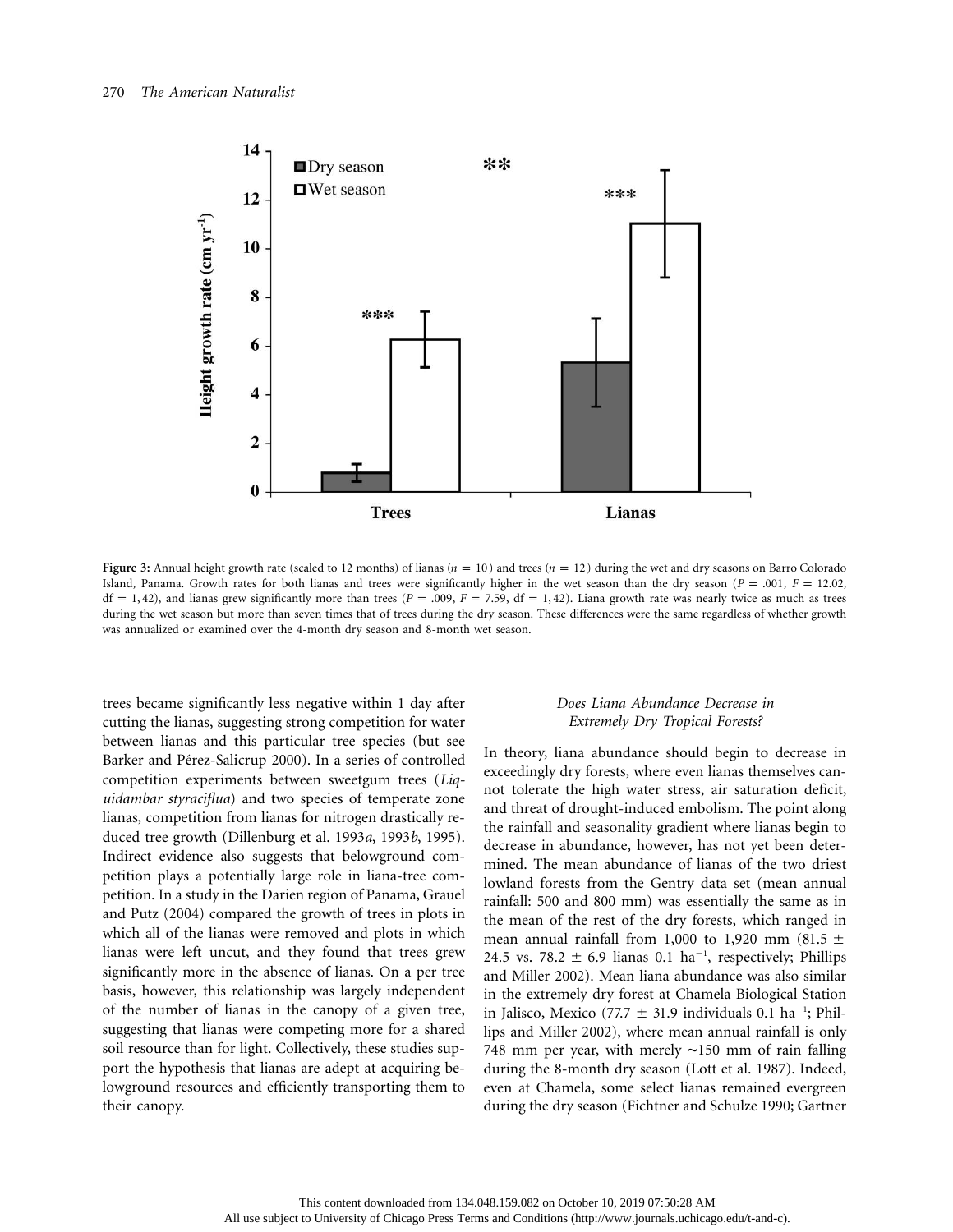**Figure 3:** Annual height growth rate (scaled to 12 months) of lianas ($n = 10$) and trees ($n = 12$) during the wet and dry seasons on Barro Colorado Island, Panama. Growth rates for both lianas and trees were significantly higher in the wet season than the dry season ($P = .001$, $F = 12.02$, $df = 1, 42$), and lianas grew significantly more than trees ($P = .009$, $F = 7.59$, $df = 1, 42$). Liana growth rate was nearly twice as much as trees during the wet season but more than seven times that of trees during the dry season. These differences were the same regardless of whether growth was annualized or examined over the 4-month dry season and 8-month wet season.

trees became significantly less negative within 1 day after cutting the lianas, suggesting strong competition for water between lianas and this particular tree species (but see Barker and Pérez-Salicrup 2000). In a series of controlled competition experiments between sweetgum trees (*Liquidambar styraciflua*) and two species of temperate zone lianas, competition from lianas for nitrogen drastically reduced tree growth (Dillenburg et al. 1993*a*, 1993*b*, 1995). Indirect evidence also suggests that belowground competition plays a potentially large role in liana-tree competition. In a study in the Darien region of Panama, Grauel and Putz (2004) compared the growth of trees in plots in which all of the lianas were removed and plots in which lianas were left uncut, and they found that trees grew significantly more in the absence of lianas. On a per tree basis, however, this relationship was largely independent of the number of lianas in the canopy of a given tree, suggesting that lianas were competing more for a shared soil resource than for light. Collectively, these studies support the hypothesis that lianas are adept at acquiring belowground resources and efficiently transporting them to their canopy.

### *Does Liana Abundance Decrease in Extremely Dry Tropical Forests?*

In theory, liana abundance should begin to decrease in exceedingly dry forests, where even lianas themselves cannot tolerate the high water stress, air saturation deficit, and threat of drought-induced embolism. The point along the rainfall and seasonality gradient where lianas begin to decrease in abundance, however, has not yet been determined. The mean abundance of lianas of the two driest lowland forests from the Gentry data set (mean annual rainfall: 500 and 800 mm) was essentially the same as in the mean of the rest of the dry forests, which ranged in mean annual rainfall from 1,000 to 1,920 mm ($81.5 \pm 24.5$ vs. $78.2 \pm 6.9$ lianas 0.1 $ha^{-1}$, respectively; Phillips and Miller 2002). Mean liana abundance was also similar in the extremely dry forest at Chamela Biological Station in Jalisco, Mexico ($77.7 \pm 31.9$ individuals 0.1 $ha^{-1}$; Phillips and Miller 2002), where mean annual rainfall is only 748 mm per year, with merely ~150 mm of rain falling during the 8-month dry season (Lott et al. 1987). Indeed, even at Chamela, some select lianas remained evergreen during the dry season (Fichtner and Schulze 1990; Gartner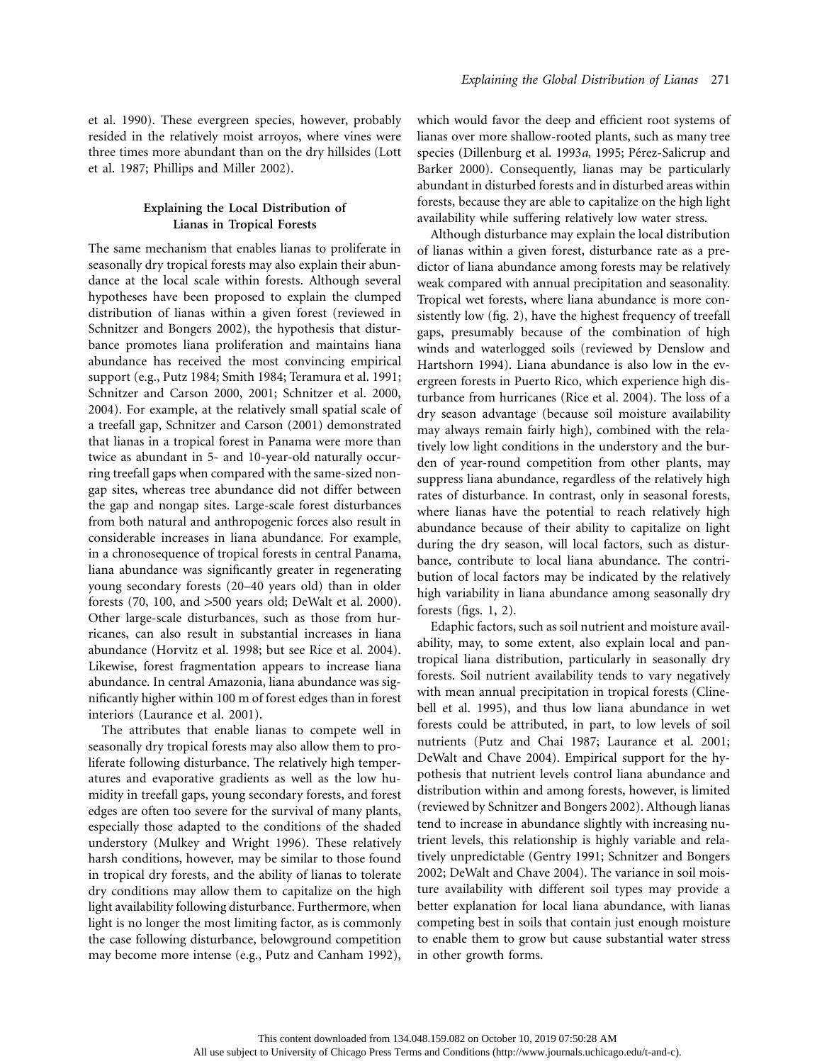et al. 1990). These evergreen species, however, probably resided in the relatively moist arroyos, where vines were three times more abundant than on the dry hillsides (Lott et al. 1987; Phillips and Miller 2002).

## Explaining the Local Distribution of Lianas in Tropical Forests

The same mechanism that enables lianas to proliferate in seasonally dry tropical forests may also explain their abundance at the local scale within forests. Although several hypotheses have been proposed to explain the clumped distribution of lianas within a given forest (reviewed in Schnitzer and Bongers 2002), the hypothesis that disturbance promotes liana proliferation and maintains liana abundance has received the most convincing empirical support (e.g., Putz 1984; Smith 1984; Teramura et al. 1991; Schnitzer and Carson 2000, 2001; Schnitzer et al. 2000, 2004). For example, at the relatively small spatial scale of a treefall gap, Schnitzer and Carson (2001) demonstrated that lianas in a tropical forest in Panama were more than twice as abundant in 5- and 10-year-old naturally occurring treefall gaps when compared with the same-sized nongap sites, whereas tree abundance did not differ between the gap and nongap sites. Large-scale forest disturbances from both natural and anthropogenic forces also result in considerable increases in liana abundance. For example, in a chronosequence of tropical forests in central Panama, liana abundance was significantly greater in regenerating young secondary forests (20–40 years old) than in older forests (70, 100, and >500 years old; DeWalt et al. 2000). Other large-scale disturbances, such as those from hurricanes, can also result in substantial increases in liana abundance (Horvitz et al. 1998; but see Rice et al. 2004). Likewise, forest fragmentation appears to increase liana abundance. In central Amazonia, liana abundance was significantly higher within 100 m of forest edges than in forest interiors (Laurance et al. 2001).

The attributes that enable lianas to compete well in seasonally dry tropical forests may also allow them to proliferate following disturbance. The relatively high temperatures and evaporative gradients as well as the low humidity in treefall gaps, young secondary forests, and forest edges are often too severe for the survival of many plants, especially those adapted to the conditions of the shaded understory (Mulkey and Wright 1996). These relatively harsh conditions, however, may be similar to those found in tropical dry forests, and the ability of lianas to tolerate dry conditions may allow them to capitalize on the high light availability following disturbance. Furthermore, when light is no longer the most limiting factor, as is commonly the case following disturbance, belowground competition may become more intense (e.g., Putz and Canham 1992), which would favor the deep and efficient root systems of lianas over more shallow-rooted plants, such as many tree species (Dillenburg et al. 1993*a*, 1995; Pérez-Salicrup and Barker 2000). Consequently, lianas may be particularly abundant in disturbed forests and in disturbed areas within forests, because they are able to capitalize on the high light availability while suffering relatively low water stress.

Although disturbance may explain the local distribution of lianas within a given forest, disturbance rate as a predictor of liana abundance among forests may be relatively weak compared with annual precipitation and seasonality. Tropical wet forests, where liana abundance is more consistently low (fig. 2), have the highest frequency of treefall gaps, presumably because of the combination of high winds and waterlogged soils (reviewed by Denslow and Hartshorn 1994). Liana abundance is also low in the evergreen forests in Puerto Rico, which experience high disturbance from hurricanes (Rice et al. 2004). The loss of a dry season advantage (because soil moisture availability may always remain fairly high), combined with the relatively low light conditions in the understory and the burden of year-round competition from other plants, may suppress liana abundance, regardless of the relatively high rates of disturbance. In contrast, only in seasonal forests, where lianas have the potential to reach relatively high abundance because of their ability to capitalize on light during the dry season, will local factors, such as disturbance, contribute to local liana abundance. The contribution of local factors may be indicated by the relatively high variability in liana abundance among seasonally dry forests (figs. 1, 2).

Edaphic factors, such as soil nutrient and moisture availability, may, to some extent, also explain local and pantropical liana distribution, particularly in seasonally dry forests. Soil nutrient availability tends to vary negatively with mean annual precipitation in tropical forests (Clinebell et al. 1995), and thus low liana abundance in wet forests could be attributed, in part, to low levels of soil nutrients (Putz and Chai 1987; Laurance et al. 2001; DeWalt and Chave 2004). Empirical support for the hypothesis that nutrient levels control liana abundance and distribution within and among forests, however, is limited (reviewed by Schnitzer and Bongers 2002). Although lianas tend to increase in abundance slightly with increasing nutrient levels, this relationship is highly variable and relatively unpredictable (Gentry 1991; Schnitzer and Bongers 2002; DeWalt and Chave 2004). The variance in soil moisture availability with different soil types may provide a better explanation for local liana abundance, with lianas competing best in soils that contain just enough moisture to enable them to grow but cause substantial water stress in other growth forms.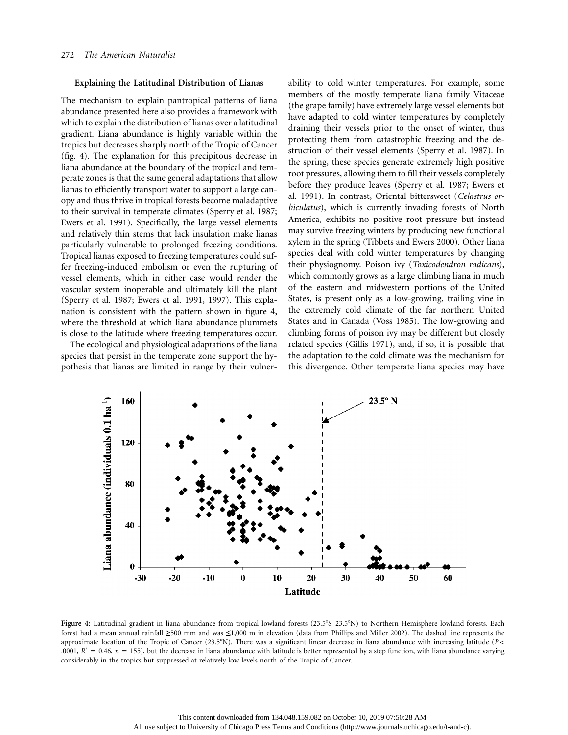### Explaining the Latitudinal Distribution of Lianas

The mechanism to explain pantropical patterns of liana abundance presented here also provides a framework with which to explain the distribution of lianas over a latitudinal gradient. Liana abundance is highly variable within the tropics but decreases sharply north of the Tropic of Cancer (fig. 4). The explanation for this precipitous decrease in liana abundance at the boundary of the tropical and temperate zones is that the same general adaptations that allow lianas to efficiently transport water to support a large canopy and thus thrive in tropical forests become maladaptive to their survival in temperate climates (Sperry et al. 1987; Ewers et al. 1991). Specifically, the large vessel elements and relatively thin stems that lack insulation make lianas particularly vulnerable to prolonged freezing conditions. Tropical lianas exposed to freezing temperatures could suffer freezing-induced embolism or even the rupturing of vessel elements, which in either case would render the vascular system inoperable and ultimately kill the plant (Sperry et al. 1987; Ewers et al. 1991, 1997). This explanation is consistent with the pattern shown in figure 4, where the threshold at which liana abundance plummets is close to the latitude where freezing temperatures occur.

The ecological and physiological adaptations of the liana species that persist in the temperate zone support the hypothesis that lianas are limited in range by their vulnerability to cold winter temperatures. For example, some members of the mostly temperate liana family Vitaceae (the grape family) have extremely large vessel elements but have adapted to cold winter temperatures by completely draining their vessels prior to the onset of winter, thus protecting them from catastrophic freezing and the destruction of their vessel elements (Sperry et al. 1987). In the spring, these species generate extremely high positive root pressures, allowing them to fill their vessels completely before they produce leaves (Sperry et al. 1987; Ewers et al. 1991). In contrast, Oriental bittersweet (*Celastrus orbiculatus*), which is currently invading forests of North America, exhibits no positive root pressure but instead may survive freezing winters by producing new functional xylem in the spring (Tibbets and Ewers 2000). Other liana species deal with cold winter temperatures by changing their physiognomy. Poison ivy (*Toxicodendron radicans*), which commonly grows as a large climbing liana in much of the eastern and midwestern portions of the United States, is present only as a low-growing, trailing vine in the extremely cold climate of the far northern United States and in Canada (Voss 1985). The low-growing and climbing forms of poison ivy may be different but closely related species (Gillis 1971), and, if so, it is possible that the adaptation to the cold climate was the mechanism for this divergence. Other temperate liana species may have

**Figure 4:** Latitudinal gradient in liana abundance from tropical lowland forests (23.5°S–23.5°N) to Northern Hemisphere lowland forests. Each forest had a mean annual rainfall ≥500 mm and was ≤1,000 m in elevation (data from Phillips and Miller 2002). The dashed line represents the approximate location of the Tropic of Cancer (23.5°N). There was a significant linear decrease in liana abundance with increasing latitude ($P < .0001$, $R^2 = 0.46$, $n = 155$), but the decrease in liana abundance with latitude is better represented by a step function, with liana abundance varying considerably in the tropics but suppressed at relatively low levels north of the Tropic of Cancer.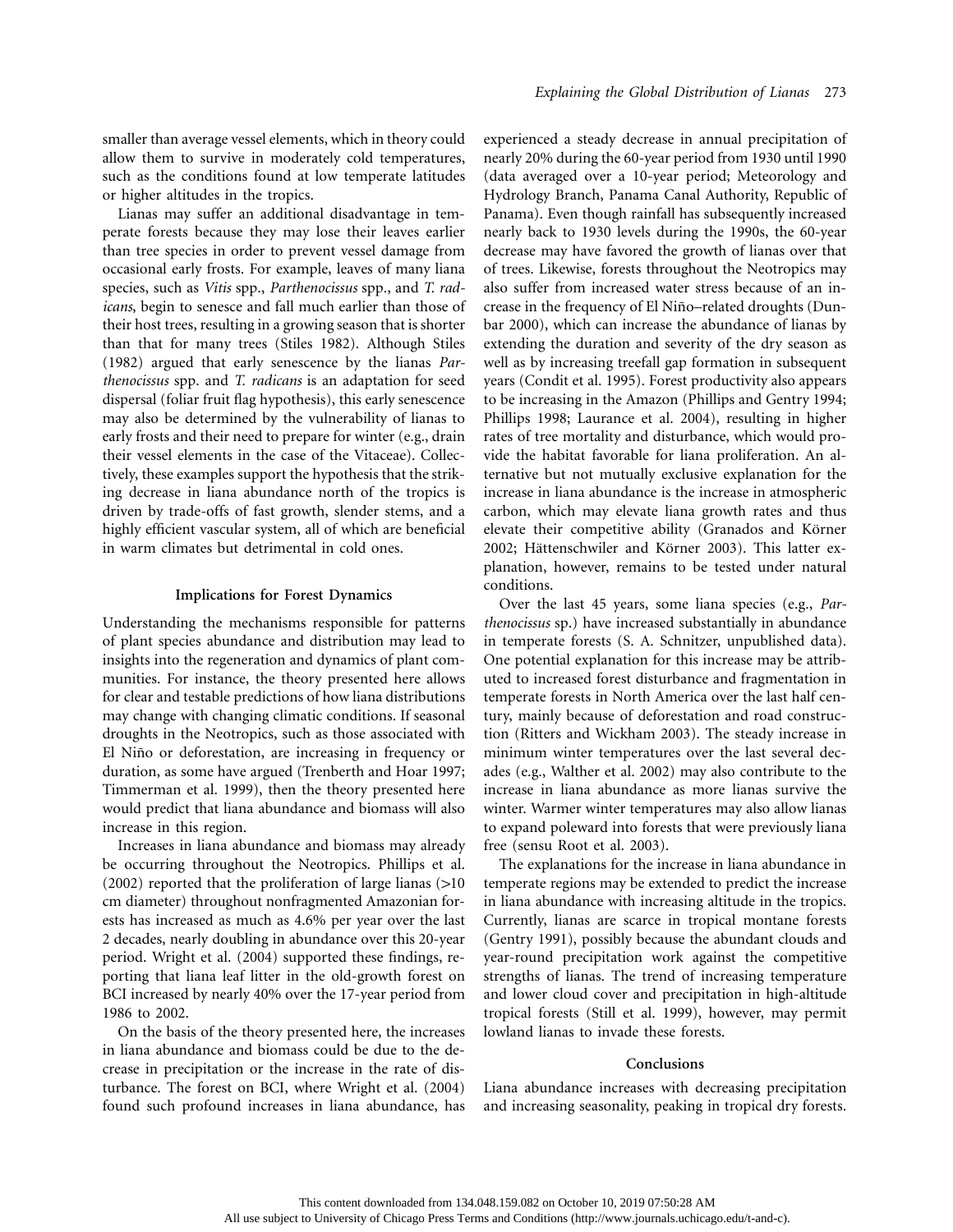smaller than average vessel elements, which in theory could allow them to survive in moderately cold temperatures, such as the conditions found at low temperate latitudes or higher altitudes in the tropics.

Lianas may suffer an additional disadvantage in temperate forests because they may lose their leaves earlier than tree species in order to prevent vessel damage from occasional early frosts. For example, leaves of many liana species, such as *Vitis* spp., *Parthenocissus* spp., and *T. radicans*, begin to senesce and fall much earlier than those of their host trees, resulting in a growing season that is shorter than that for many trees (Stiles 1982). Although Stiles (1982) argued that early senescence by the lianas *Parthenocissus* spp. and *T. radicans* is an adaptation for seed dispersal (foliar fruit flag hypothesis), this early senescence may also be determined by the vulnerability of lianas to early frosts and their need to prepare for winter (e.g., drain their vessel elements in the case of the Vitaceae). Collectively, these examples support the hypothesis that the striking decrease in liana abundance north of the tropics is driven by trade-offs of fast growth, slender stems, and a highly efficient vascular system, all of which are beneficial in warm climates but detrimental in cold ones.

## Implications for Forest Dynamics

Understanding the mechanisms responsible for patterns of plant species abundance and distribution may lead to insights into the regeneration and dynamics of plant communities. For instance, the theory presented here allows for clear and testable predictions of how liana distributions may change with changing climatic conditions. If seasonal droughts in the Neotropics, such as those associated with El Niño or deforestation, are increasing in frequency or duration, as some have argued (Trenberth and Hoar 1997; Timmerman et al. 1999), then the theory presented here would predict that liana abundance and biomass will also increase in this region.

Increases in liana abundance and biomass may already be occurring throughout the Neotropics. Phillips et al. (2002) reported that the proliferation of large lianas (>10 cm diameter) throughout nonfragmented Amazonian forests has increased as much as 4.6% per year over the last 2 decades, nearly doubling in abundance over this 20-year period. Wright et al. (2004) supported these findings, reporting that liana leaf litter in the old-growth forest on BCI increased by nearly 40% over the 17-year period from 1986 to 2002.

On the basis of the theory presented here, the increases in liana abundance and biomass could be due to the decrease in precipitation or the increase in the rate of disturbance. The forest on BCI, where Wright et al. (2004) found such profound increases in liana abundance, has experienced a steady decrease in annual precipitation of nearly 20% during the 60-year period from 1930 until 1990 (data averaged over a 10-year period; Meteorology and Hydrology Branch, Panama Canal Authority, Republic of Panama). Even though rainfall has subsequently increased nearly back to 1930 levels during the 1990s, the 60-year decrease may have favored the growth of lianas over that of trees. Likewise, forests throughout the Neotropics may also suffer from increased water stress because of an increase in the frequency of El Niño–related droughts (Dunbar 2000), which can increase the abundance of lianas by extending the duration and severity of the dry season as well as by increasing treefall gap formation in subsequent years (Condit et al. 1995). Forest productivity also appears to be increasing in the Amazon (Phillips and Gentry 1994; Phillips 1998; Laurance et al. 2004), resulting in higher rates of tree mortality and disturbance, which would provide the habitat favorable for liana proliferation. An alternative but not mutually exclusive explanation for the increase in liana abundance is the increase in atmospheric carbon, which may elevate liana growth rates and thus elevate their competitive ability (Granados and Körner 2002; Hättenschwiler and Körner 2003). This latter explanation, however, remains to be tested under natural conditions.

Over the last 45 years, some liana species (e.g., *Parthenocissus* sp.) have increased substantially in abundance in temperate forests (S. A. Schnitzer, unpublished data). One potential explanation for this increase may be attributed to increased forest disturbance and fragmentation in temperate forests in North America over the last half century, mainly because of deforestation and road construction (Ritters and Wickham 2003). The steady increase in minimum winter temperatures over the last several decades (e.g., Walther et al. 2002) may also contribute to the increase in liana abundance as more lianas survive the winter. Warmer winter temperatures may also allow lianas to expand poleward into forests that were previously liana free (sensu Root et al. 2003).

The explanations for the increase in liana abundance in temperate regions may be extended to predict the increase in liana abundance with increasing altitude in the tropics. Currently, lianas are scarce in tropical montane forests (Gentry 1991), possibly because the abundant clouds and year-round precipitation work against the competitive strengths of lianas. The trend of increasing temperature and lower cloud cover and precipitation in high-altitude tropical forests (Still et al. 1999), however, may permit lowland lianas to invade these forests.

## Conclusions

Liana abundance increases with decreasing precipitation and increasing seasonality, peaking in tropical dry forests.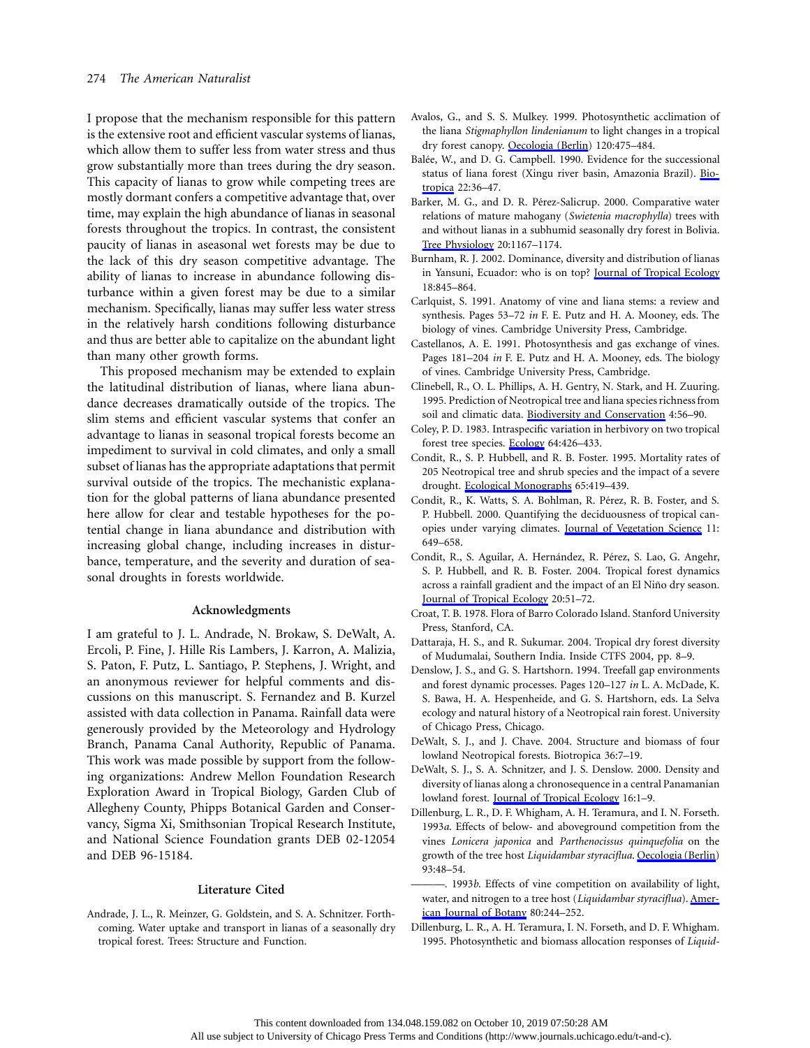I propose that the mechanism responsible for this pattern is the extensive root and efficient vascular systems of lianas, which allow them to suffer less from water stress and thus grow substantially more than trees during the dry season. This capacity of lianas to grow while competing trees are mostly dormant confers a competitive advantage that, over time, may explain the high abundance of lianas in seasonal forests throughout the tropics. In contrast, the consistent paucity of lianas in aseasonal wet forests may be due to the lack of this dry season competitive advantage. The ability of lianas to increase in abundance following disturbance within a given forest may be due to a similar mechanism. Specifically, lianas may suffer less water stress in the relatively harsh conditions following disturbance and thus are better able to capitalize on the abundant light than many other growth forms.

This proposed mechanism may be extended to explain the latitudinal distribution of lianas, where liana abundance decreases dramatically outside of the tropics. The slim stems and efficient vascular systems that confer an advantage to lianas in seasonal tropical forests become an impediment to survival in cold climates, and only a small subset of lianas has the appropriate adaptations that permit survival outside of the tropics. The mechanistic explanation for the global patterns of liana abundance presented here allow for clear and testable hypotheses for the potential change in liana abundance and distribution with increasing global change, including increases in disturbance, temperature, and the severity and duration of seasonal droughts in forests worldwide.

## Acknowledgments

I am grateful to J. L. Andrade, N. Brokaw, S. DeWalt, A. Ercoli, P. Fine, J. Hille Ris Lambers, J. Karron, A. Malizia, S. Paton, F. Putz, L. Santiago, P. Stephens, J. Wright, and an anonymous reviewer for helpful comments and discussions on this manuscript. S. Fernandez and B. Kurzel assisted with data collection in Panama. Rainfall data were generously provided by the Meteorology and Hydrology Branch, Panama Canal Authority, Republic of Panama. This work was made possible by support from the following organizations: Andrew Mellon Foundation Research Exploration Award in Tropical Biology, Garden Club of Allegheny County, Phipps Botanical Garden and Conservancy, Sigma Xi, Smithsonian Tropical Research Institute, and National Science Foundation grants DEB 02-12054 and DEB 96-15184.

## Literature Cited

Andrade, J. L., R. Meinzer, G. Goldstein, and S. A. Schnitzer. Forthcoming. Water uptake and transport in lianas of a seasonally dry tropical forest. Trees: Structure and Function.

Avalos, G., and S. S. Mulkey. 1999. Photosynthetic acclimation of the liana *Stigmaphyllon lindenianum* to light changes in a tropical dry forest canopy. Oecologia (Berlin) 120:475–484.

Balée, W., and D. G. Campbell. 1990. Evidence for the successional status of liana forest (Xingu river basin, Amazonia Brazil). Biotropica 22:36–47.

Barker, M. G., and D. R. Pérez-Salicrup. 2000. Comparative water relations of mature mahogany (*Swietenia macrophylla*) trees with and without lianas in a subhumid seasonally dry forest in Bolivia. Tree Physiology 20:1167–1174.

Burnham, R. J. 2002. Dominance, diversity and distribution of lianas in Yansuni, Ecuador: who is on top? Journal of Tropical Ecology 18:845–864.

Carlquist, S. 1991. Anatomy of vine and liana stems: a review and synthesis. Pages 53–72 *in* F. E. Putz and H. A. Mooney, eds. The biology of vines. Cambridge University Press, Cambridge.

Castellanos, A. E. 1991. Photosynthesis and gas exchange of vines. Pages 181–204 *in* F. E. Putz and H. A. Mooney, eds. The biology of vines. Cambridge University Press, Cambridge.

Clinebell, R., O. L. Phillips, A. H. Gentry, N. Stark, and H. Zuuring. 1995. Prediction of Neotropical tree and liana species richness from soil and climatic data. Biodiversity and Conservation 4:56–90.

Coley, P. D. 1983. Intraspecific variation in herbivory on two tropical forest tree species. Ecology 64:426–433.

Condit, R., S. P. Hubbell, and R. B. Foster. 1995. Mortality rates of 205 Neotropical tree and shrub species and the impact of a severe drought. Ecological Monographs 65:419–439.

Condit, R., K. Watts, S. A. Bohlman, R. Pérez, R. B. Foster, and S. P. Hubbell. 2000. Quantifying the deciduousness of tropical canopies under varying climates. Journal of Vegetation Science 11: 649–658.

Condit, R., S. Aguilar, A. Hernández, R. Pérez, S. Lao, G. Angehr, S. P. Hubbell, and R. B. Foster. 2004. Tropical forest dynamics across a rainfall gradient and the impact of an El Niño dry season. Journal of Tropical Ecology 20:51–72.

Croat, T. B. 1978. Flora of Barro Colorado Island. Stanford University Press, Stanford, CA.

Dattaraja, H. S., and R. Sukumar. 2004. Tropical dry forest diversity of Mudumalai, Southern India. Inside CTFS 2004, pp. 8–9.

Denslow, J. S., and G. S. Hartshorn. 1994. Treefall gap environments and forest dynamic processes. Pages 120–127 *in* L. A. McDade, K. S. Bawa, H. A. Hespenheide, and G. S. Hartshorn, eds. La Selva ecology and natural history of a Neotropical rain forest. University of Chicago Press, Chicago.

DeWalt, S. J., and J. Chave. 2004. Structure and biomass of four lowland Neotropical forests. Biotropica 36:7–19.

DeWalt, S. J., S. A. Schnitzer, and J. S. Denslow. 2000. Density and diversity of lianas along a chronosequence in a central Panamanian lowland forest. Journal of Tropical Ecology 16:1–9.

Dillenburg, L. R., D. F. Whigham, A. H. Teramura, and I. N. Forseth. 1993*a*. Effects of below- and aboveground competition from the vines *Lonicera japonica* and *Parthenocissus quinquefolia* on the growth of the tree host *Liquidambar styraciflua*. Oecologia (Berlin) 93:48–54.

———. 1993*b*. Effects of vine competition on availability of light, water, and nitrogen to a tree host (*Liquidambar styraciflua*). American Journal of Botany 80:244–252.

Dillenburg, L. R., A. H. Teramura, I. N. Forseth, and D. F. Whigham. 1995. Photosynthetic and biomass allocation responses of *Liquid-*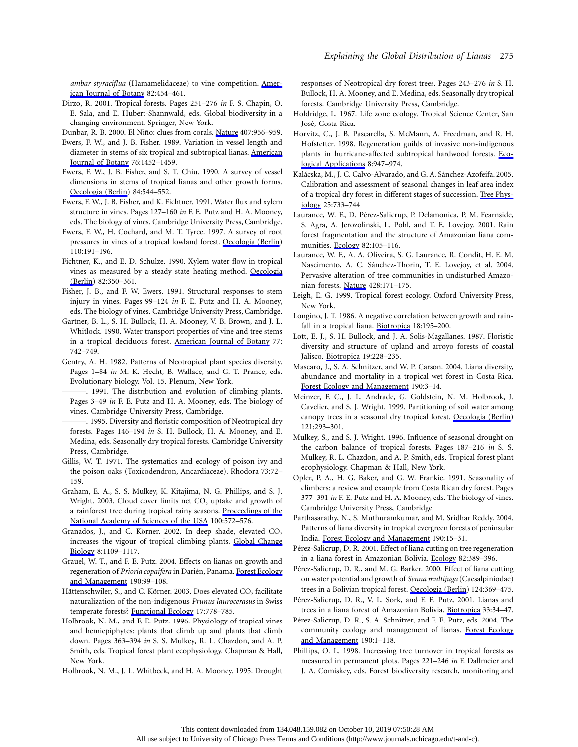*ambar styraciflua* (Hamamelidaceae) to vine competition. American Journal of Botany 82:454–461.

Dirzo, R. 2001. Tropical forests. Pages 251–276 *in* F. S. Chapin, O. E. Sala, and E. Hubert-Shannwald, eds. Global biodiversity in a changing environment. Springer, New York.

Dunbar, R. B. 2000. El Niño: clues from corals. Nature 407:956–959.

Ewers, F. W., and J. B. Fisher. 1989. Variation in vessel length and diameter in stems of six tropical and subtropical lianas. American Journal of Botany 76:1452–1459.

Ewers, F. W., J. B. Fisher, and S. T. Chiu. 1990. A survey of vessel dimensions in stems of tropical lianas and other growth forms. Oecologia (Berlin) 84:544–552.

Ewers, F. W., J. B. Fisher, and K. Fichtner. 1991. Water flux and xylem structure in vines. Pages 127–160 *in* F. E. Putz and H. A. Mooney, eds. The biology of vines. Cambridge University Press, Cambridge.

Ewers, F. W., H. Cochard, and M. T. Tyree. 1997. A survey of root pressures in vines of a tropical lowland forest. Oecologia (Berlin) 110:191–196.

Fichtner, K., and E. D. Schulze. 1990. Xylem water flow in tropical vines as measured by a steady state heating method. Oecologia (Berlin) 82:350–361.

Fisher, J. B., and F. W. Ewers. 1991. Structural responses to stem injury in vines. Pages 99–124 *in* F. E. Putz and H. A. Mooney, eds. The biology of vines. Cambridge University Press, Cambridge.

Gartner, B. L., S. H. Bullock, H. A. Mooney, V. B. Brown, and J. L. Whitlock. 1990. Water transport properties of vine and tree stems in a tropical deciduous forest. American Journal of Botany 77: 742–749.

Gentry, A. H. 1982. Patterns of Neotropical plant species diversity. Pages 1–84 *in* M. K. Hecht, B. Wallace, and G. T. Prance, eds. Evolutionary biology. Vol. 15. Plenum, New York.

———. 1991. The distribution and evolution of climbing plants. Pages 3–49 *in* F. E. Putz and H. A. Mooney, eds. The biology of vines. Cambridge University Press, Cambridge.

———. 1995. Diversity and floristic composition of Neotropical dry forests. Pages 146–194 *in* S. H. Bullock, H. A. Mooney, and E. Medina, eds. Seasonally dry tropical forests. Cambridge University Press, Cambridge.

Gillis, W. T. 1971. The systematics and ecology of poison ivy and the poison oaks (Toxicodendron, Ancardiaceae). Rhodora 73:72–159.

Graham, E. A., S. S. Mulkey, K. Kitajima, N. G. Phillips, and S. J. Wright. 2003. Cloud cover limits net $CO_2$ uptake and growth of a rainforest tree during tropical rainy seasons. Proceedings of the National Academy of Sciences of the USA 100:572–576.

Granados, J., and C. Körner. 2002. In deep shade, elevated $CO_2$ increases the vigour of tropical climbing plants. Global Change Biology 8:1109–1117.

Grauel, W. T., and F. E. Putz. 2004. Effects on lianas on growth and regeneration of *Prioria copaifera* in Darién, Panama. Forest Ecology and Management 190:99–108.

Hättenschwiler, S., and C. Körner. 2003. Does elevated $CO_2$ facilitate naturalization of the non-indigenous *Prunus laurocerasus* in Swiss temperate forests? Functional Ecology 17:778–785.

Holbrook, N. M., and F. E. Putz. 1996. Physiology of tropical vines and hemiepiphytes: plants that climb up and plants that climb down. Pages 363–394 *in* S. S. Mulkey, R. L. Chazdon, and A. P. Smith, eds. Tropical forest plant ecophysiology. Chapman & Hall, New York.

Holbrook, N. M., J. L. Whitbeck, and H. A. Mooney. 1995. Drought responses of Neotropical dry forest trees. Pages 243–276 *in* S. H. Bullock, H. A. Mooney, and E. Medina, eds. Seasonally dry tropical forests. Cambridge University Press, Cambridge.

Holdridge, L. 1967. Life zone ecology. Tropical Science Center, San José, Costa Rica.

Horvitz, C., J. B. Pascarella, S. McMann, A. Freedman, and R. H. Hofstetter. 1998. Regeneration guilds of invasive non-indigenous plants in hurricane-affected subtropical hardwood forests. Ecological Applications 8:947–974.

Kalácska, M., J. C. Calvo-Alvarado, and G. A. Sánchez-Azofeifa. 2005. Calibration and assessment of seasonal changes in leaf area index of a tropical dry forest in different stages of succession. Tree Physiology 25:733–744

Laurance, W. F., D. Pérez-Salicrup, P. Delamonica, P. M. Fearnside, S. Agra, A. Jerozolinski, L. Pohl, and T. E. Lovejoy. 2001. Rain forest fragmentation and the structure of Amazonian liana communities. Ecology 82:105–116.

Laurance, W. F., A. A. Oliveira, S. G. Laurance, R. Condit, H. E. M. Nascimento, A. C. Sánchez-Thorin, T. E. Lovejoy, et al. 2004. Pervasive alteration of tree communities in undisturbed Amazonian forests. Nature 428:171–175.

Leigh, E. G. 1999. Tropical forest ecology. Oxford University Press, New York.

Longino, J. T. 1986. A negative correlation between growth and rainfall in a tropical liana. Biotropica 18:195–200.

Lott, E. J., S. H. Bullock, and J. A. Solis-Magallanes. 1987. Floristic diversity and structure of upland and arroyo forests of coastal Jalisco. Biotropica 19:228–235.

Mascaro, J., S. A. Schnitzer, and W. P. Carson. 2004. Liana diversity, abundance and mortality in a tropical wet forest in Costa Rica. Forest Ecology and Management 190:3–14.

Meinzer, F. C., J. L. Andrade, G. Goldstein, N. M. Holbrook, J. Cavelier, and S. J. Wright. 1999. Partitioning of soil water among canopy trees in a seasonal dry tropical forest. Oecologia (Berlin) 121:293–301.

Mulkey, S., and S. J. Wright. 1996. Influence of seasonal drought on the carbon balance of tropical forests. Pages 187–216 *in* S. S. Mulkey, R. L. Chazdon, and A. P. Smith, eds. Tropical forest plant ecophysiology. Chapman & Hall, New York.

Opler, P. A., H. G. Baker, and G. W. Frankie. 1991. Seasonality of climbers: a review and example from Costa Rican dry forest. Pages 377–391 *in* F. E. Putz and H. A. Mooney, eds. The biology of vines. Cambridge University Press, Cambridge.

Parthasarathy, N., S. Muthuramkumar, and M. Sridhar Reddy. 2004. Patterns of liana diversity in tropical evergreen forests of peninsular India. Forest Ecology and Management 190:15–31.

Pérez-Salicrup, D. R. 2001. Effect of liana cutting on tree regeneration in a liana forest in Amazonian Bolivia. Ecology 82:389–396.

Pérez-Salicrup, D. R., and M. G. Barker. 2000. Effect of liana cutting on water potential and growth of *Senna multijuga* (Caesalpiniodae) trees in a Bolivian tropical forest. Oecologia (Berlin) 124:369–475.

Pérez-Salicrup, D. R., V. L. Sork, and F. E. Putz. 2001. Lianas and trees in a liana forest of Amazonian Bolivia. Biotropica 33:34–47.

Pérez-Salicrup, D. R., S. A. Schnitzer, and F. E. Putz, eds. 2004. The community ecology and management of lianas. Forest Ecology and Management 190:1–118.

Phillips, O. L. 1998. Increasing tree turnover in tropical forests as measured in permanent plots. Pages 221–246 *in* F. Dallmeier and J. A. Comiskey, eds. Forest biodiversity research, monitoring and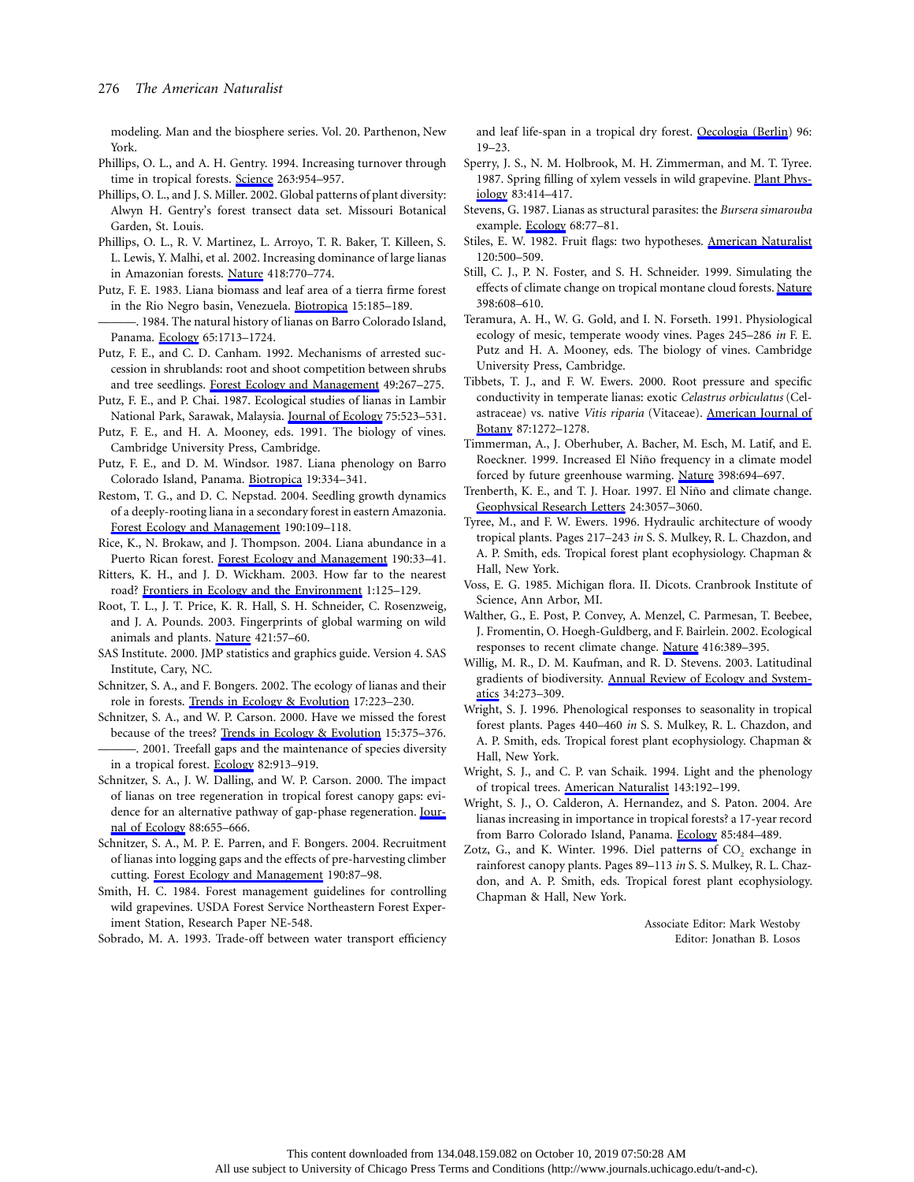modeling. Man and the biosphere series. Vol. 20. Parthenon, New York.

Phillips, O. L., and A. H. Gentry. 1994. Increasing turnover through time in tropical forests. Science 263:954–957.

Phillips, O. L., and J. S. Miller. 2002. Global patterns of plant diversity: Alwyn H. Gentry's forest transect data set. Missouri Botanical Garden, St. Louis.

Phillips, O. L., R. V. Martinez, L. Arroyo, T. R. Baker, T. Killeen, S. L. Lewis, Y. Malhi, et al. 2002. Increasing dominance of large lianas in Amazonian forests. Nature 418:770–774.

Putz, F. E. 1983. Liana biomass and leaf area of a tierra firme forest in the Rio Negro basin, Venezuela. Biotropica 15:185–189.

———. 1984. The natural history of lianas on Barro Colorado Island, Panama. Ecology 65:1713–1724.

Putz, F. E., and C. D. Canham. 1992. Mechanisms of arrested succession in shrublands: root and shoot competition between shrubs and tree seedlings. Forest Ecology and Management 49:267–275.

Putz, F. E., and P. Chai. 1987. Ecological studies of lianas in Lambir National Park, Sarawak, Malaysia. Journal of Ecology 75:523–531.

Putz, F. E., and H. A. Mooney, eds. 1991. The biology of vines. Cambridge University Press, Cambridge.

Putz, F. E., and D. M. Windsor. 1987. Liana phenology on Barro Colorado Island, Panama. Biotropica 19:334–341.

Restom, T. G., and D. C. Nepstad. 2004. Seedling growth dynamics of a deeply-rooting liana in a secondary forest in eastern Amazonia. Forest Ecology and Management 190:109–118.

Rice, K., N. Brokaw, and J. Thompson. 2004. Liana abundance in a Puerto Rican forest. Forest Ecology and Management 190:33–41.

Ritters, K. H., and J. D. Wickham. 2003. How far to the nearest road? Frontiers in Ecology and the Environment 1:125–129.

Root, T. L., J. T. Price, K. R. Hall, S. H. Schneider, C. Rosenzweig, and J. A. Pounds. 2003. Fingerprints of global warming on wild animals and plants. Nature 421:57–60.

SAS Institute. 2000. JMP statistics and graphics guide. Version 4. SAS Institute, Cary, NC.

Schnitzer, S. A., and F. Bongers. 2002. The ecology of lianas and their role in forests. Trends in Ecology & Evolution 17:223–230.

Schnitzer, S. A., and W. P. Carson. 2000. Have we missed the forest because of the trees? Trends in Ecology & Evolution 15:375–376.

———. 2001. Treefall gaps and the maintenance of species diversity in a tropical forest. Ecology 82:913–919.

Schnitzer, S. A., J. W. Dalling, and W. P. Carson. 2000. The impact of lianas on tree regeneration in tropical forest canopy gaps: evidence for an alternative pathway of gap-phase regeneration. Journal of Ecology 88:655–666.

Schnitzer, S. A., M. P. E. Parren, and F. Bongers. 2004. Recruitment of lianas into logging gaps and the effects of pre-harvesting climber cutting. Forest Ecology and Management 190:87–98.

Smith, H. C. 1984. Forest management guidelines for controlling wild grapevines. USDA Forest Service Northeastern Forest Experiment Station, Research Paper NE-548.

Sobrado, M. A. 1993. Trade-off between water transport efficiency and leaf life-span in a tropical dry forest. Oecologia (Berlin) 96:19–23.

Sperry, J. S., N. M. Holbrook, M. H. Zimmerman, and M. T. Tyree. 1987. Spring filling of xylem vessels in wild grapevine. Plant Physiology 83:414–417.

Stevens, G. 1987. Lianas as structural parasites: the *Bursera simarouba* example. Ecology 68:77–81.

Stiles, E. W. 1982. Fruit flags: two hypotheses. American Naturalist 120:500–509.

Still, C. J., P. N. Foster, and S. H. Schneider. 1999. Simulating the effects of climate change on tropical montane cloud forests. Nature 398:608–610.

Teramura, A. H., W. G. Gold, and I. N. Forseth. 1991. Physiological ecology of mesic, temperate woody vines. Pages 245–286 *in* F. E. Putz and H. A. Mooney, eds. The biology of vines. Cambridge University Press, Cambridge.

Tibbets, T. J., and F. W. Ewers. 2000. Root pressure and specific conductivity in temperate lianas: exotic *Celastrus orbiculatus* (Celastraceae) vs. native *Vitis riparia* (Vitaceae). American Journal of Botany 87:1272–1278.

Timmerman, A., J. Oberhuber, A. Bacher, M. Esch, M. Latif, and E. Roeckner. 1999. Increased El Niño frequency in a climate model forced by future greenhouse warming. Nature 398:694–697.

Trenberth, K. E., and T. J. Hoar. 1997. El Niño and climate change. Geophysical Research Letters 24:3057–3060.

Tyree, M., and F. W. Ewers. 1996. Hydraulic architecture of woody tropical plants. Pages 217–243 *in* S. S. Mulkey, R. L. Chazdon, and A. P. Smith, eds. Tropical forest plant ecophysiology. Chapman & Hall, New York.

Voss, E. G. 1985. Michigan flora. II. Dicots. Cranbrook Institute of Science, Ann Arbor, MI.

Walther, G., E. Post, P. Convey, A. Menzel, C. Parmesan, T. Beebee, J. Fromentin, O. Hoegh-Guldberg, and F. Bairlein. 2002. Ecological responses to recent climate change. Nature 416:389–395.

Willig, M. R., D. M. Kaufman, and R. D. Stevens. 2003. Latitudinal gradients of biodiversity. Annual Review of Ecology and Systematics 34:273–309.

Wright, S. J. 1996. Phenological responses to seasonality in tropical forest plants. Pages 440–460 *in* S. S. Mulkey, R. L. Chazdon, and A. P. Smith, eds. Tropical forest plant ecophysiology. Chapman & Hall, New York.

Wright, S. J., and C. P. van Schaik. 1994. Light and the phenology of tropical trees. American Naturalist 143:192–199.

Wright, S. J., O. Calderon, A. Hernandez, and S. Paton. 2004. Are lianas increasing in importance in tropical forests? a 17-year record from Barro Colorado Island, Panama. Ecology 85:484–489.

Zotz, G., and K. Winter. 1996. Diel patterns of $CO_2$ exchange in rainforest canopy plants. Pages 89–113 *in* S. S. Mulkey, R. L. Chazdon, and A. P. Smith, eds. Tropical forest plant ecophysiology. Chapman & Hall, New York.

Associate Editor: Mark Westoby
Editor: Jonathan B. Losos